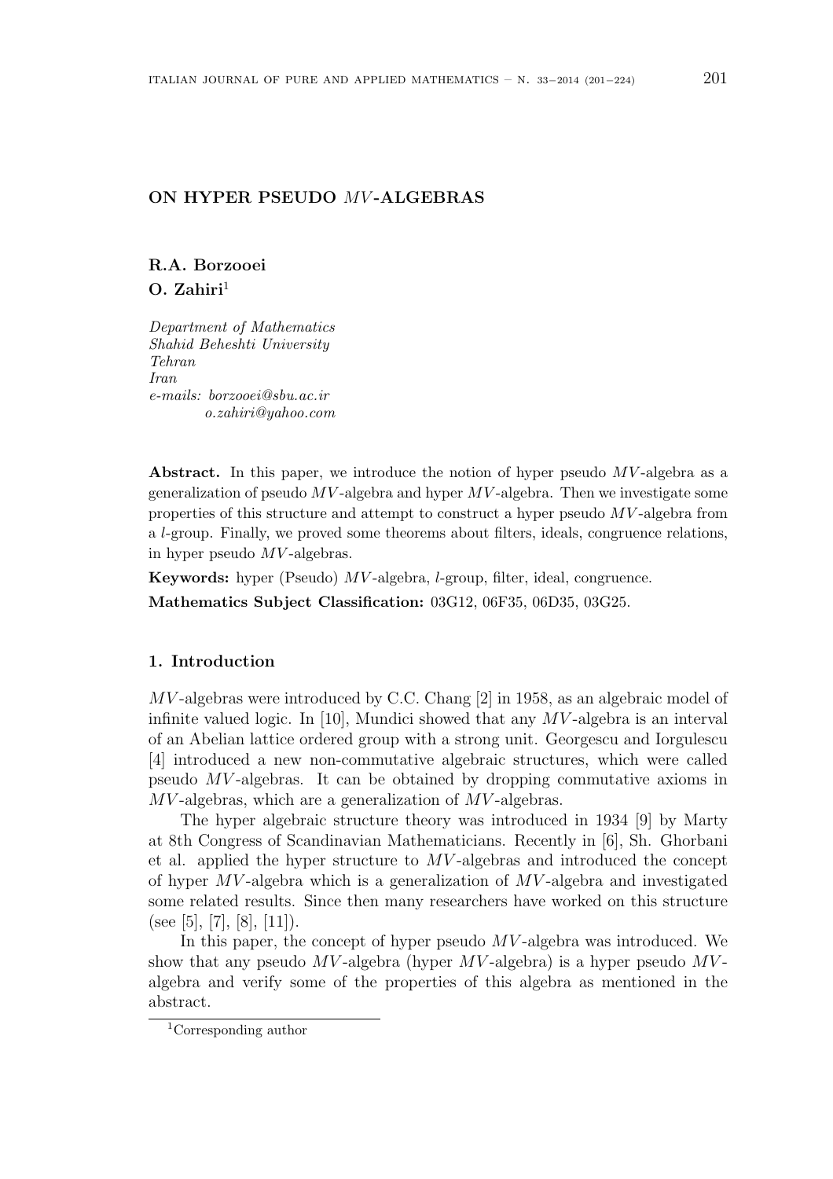# ON HYPER PSEUDO $MV$-ALGEBRAS

**R.A. Borzooei**
**O. Zahiri**[1]

*Department of Mathematics*
*Shahid Beheshti University*
*Tehran*
*Iran*
*e-mails: borzooei@sbu.ac.ir*
*o.zahiri@yahoo.com*

**Abstract.** In this paper, we introduce the notion of hyper pseudo $MV$-algebra as a generalization of pseudo $MV$-algebra and hyper $MV$-algebra. Then we investigate some properties of this structure and attempt to construct a hyper pseudo $MV$-algebra from a $l$-group. Finally, we proved some theorems about filters, ideals, congruence relations, in hyper pseudo $MV$-algebras.

**Keywords:** hyper (Pseudo) $MV$-algebra, $l$-group, filter, ideal, congruence.

**Mathematics Subject Classification:** 03G12, 06F35, 06D35, 03G25.

## 1. Introduction

$MV$-algebras were introduced by C.C. Chang [2] in 1958, as an algebraic model of infinite valued logic. In [10], Mundici showed that any $MV$-algebra is an interval of an Abelian lattice ordered group with a strong unit. Georgescu and Iorgulescu [4] introduced a new non-commutative algebraic structures, which were called pseudo $MV$-algebras. It can be obtained by dropping commutative axioms in $MV$-algebras, which are a generalization of $MV$-algebras.

The hyper algebraic structure theory was introduced in 1934 [9] by Marty at 8th Congress of Scandinavian Mathematicians. Recently in [6], Sh. Ghorbani et al. applied the hyper structure to $MV$-algebras and introduced the concept of hyper $MV$-algebra which is a generalization of $MV$-algebra and investigated some related results. Since then many researchers have worked on this structure (see [5], [7], [8], [11]).

In this paper, the concept of hyper pseudo $MV$-algebra was introduced. We show that any pseudo $MV$-algebra (hyper $MV$-algebra) is a hyper pseudo $MV$-algebra and verify some of the properties of this algebra as mentioned in the abstract.

[1] Corresponding author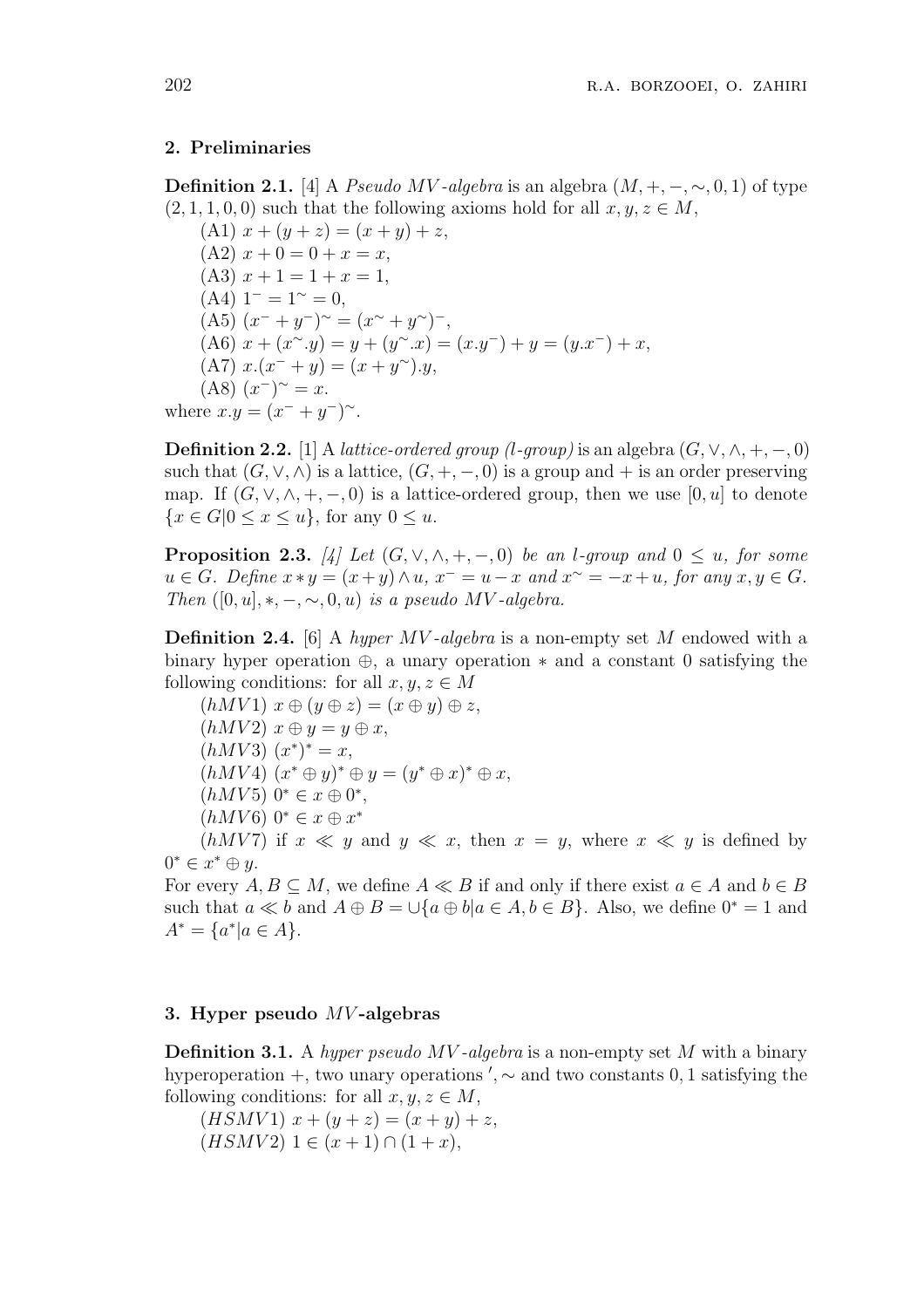## 2. Preliminaries

**Definition 2.1.** [4] A *Pseudo MV-algebra* is an algebra $(M, +, -, \sim, 0, 1)$ of type $(2, 1, 1, 0, 0)$ such that the following axioms hold for all $x, y, z \in M$,

(A1) $x + (y + z) = (x + y) + z$,
(A2) $x + 0 = 0 + x = x$,
(A3) $x + 1 = 1 + x = 1$,
(A4) $1^- = 1^\sim = 0$,
(A5) $(x^- + y^-)^\sim = (x^\sim + y^\sim)^-$,
(A6) $x + (x^\sim.y) = y + (y^\sim.x) = (x.y^-) + y = (y.x^-) + x$,
(A7) $x.(x^- + y) = (x + y^\sim).y$,
(A8) $(x^-)^\sim = x$.

where $x.y = (x^- + y^-)^\sim$.

**Definition 2.2.** [1] A *lattice-ordered group (l-group)* is an algebra $(G, \vee, \wedge, +, -, 0)$ such that $(G, \vee, \wedge)$ is a lattice, $(G, +, -, 0)$ is a group and $+$ is an order preserving map. If $(G, \vee, \wedge, +, -, 0)$ is a lattice-ordered group, then we use $[0, u]$ to denote $\{x \in G | 0 \leq x \leq u\}$, for any $0 \leq u$.

**Proposition 2.3.** *[4] Let $(G, \vee, \wedge, +, -, 0)$ be an l-group and $0 \leq u$, for some $u \in G$. Define $x * y = (x+y) \wedge u$, $x^- = u - x$ and $x^\sim = -x + u$, for any $x, y \in G$. Then $([0, u], *, -, \sim, 0, u)$ is a pseudo MV-algebra.*

**Definition 2.4.** [6] A *hyper MV-algebra* is a non-empty set $M$ endowed with a binary hyper operation $\oplus$, a unary operation $*$ and a constant $0$ satisfying the following conditions: for all $x, y, z \in M$

$(hMV1)$ $x \oplus (y \oplus z) = (x \oplus y) \oplus z$,
$(hMV2)$ $x \oplus y = y \oplus x$,
$(hMV3)$ $(x^*)^* = x$,
$(hMV4)$ $(x^* \oplus y)^* \oplus y = (y^* \oplus x)^* \oplus x$,
$(hMV5)$ $0^* \in x \oplus 0^*$,
$(hMV6)$ $0^* \in x \oplus x^*$
$(hMV7)$ if $x \ll y$ and $y \ll x$, then $x = y$, where $x \ll y$ is defined by $0^* \in x^* \oplus y$.

For every $A, B \subseteq M$, we define $A \ll B$ if and only if there exist $a \in A$ and $b \in B$ such that $a \ll b$ and $A \oplus B = \cup\{a \oplus b | a \in A, b \in B\}$. Also, we define $0^* = 1$ and $A^* = \{a^* | a \in A\}$.

## 3. Hyper pseudo $MV$-algebras

**Definition 3.1.** A *hyper pseudo MV-algebra* is a non-empty set $M$ with a binary hyperoperation $+$, two unary operations $'$, $\sim$ and two constants $0, 1$ satisfying the following conditions: for all $x, y, z \in M$,

$(HSMV1)$ $x + (y + z) = (x + y) + z$,
$(HSMV2)$ $1 \in (x + 1) \cap (1 + x)$,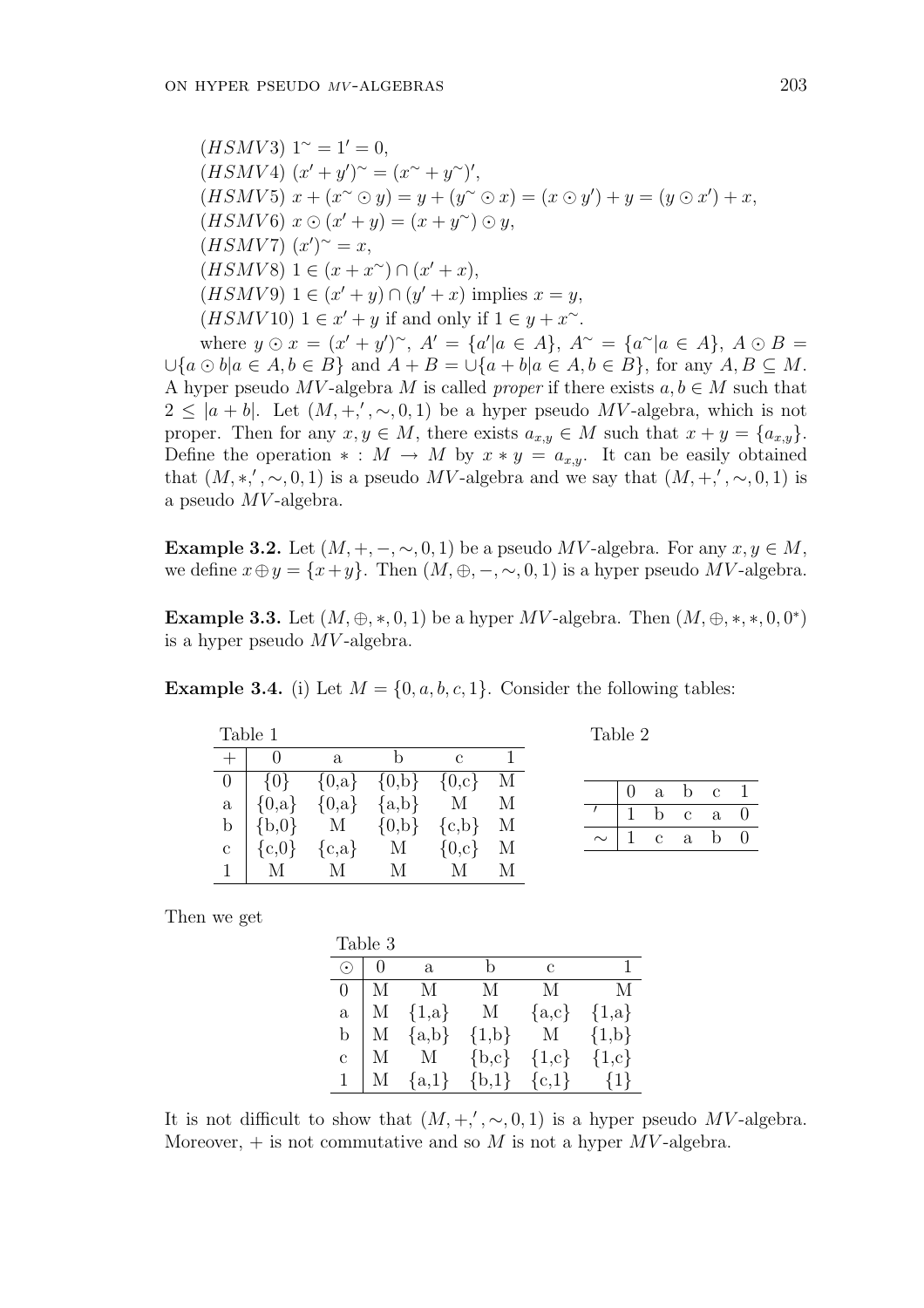($HSMV3$) $1^{\sim} = 1' = 0$,

($HSMV4$) $(x' + y')^{\sim} = (x^{\sim} + y^{\sim})'$,

($HSMV5$) $x + (x^{\sim} \odot y) = y + (y^{\sim} \odot x) = (x \odot y') + y = (y \odot x') + x$,

($HSMV6$) $x \odot (x' + y) = (x + y^{\sim}) \odot y$,

($HSMV7$) $(x')^{\sim} = x$,

($HSMV8$) $1 \in (x + x^{\sim}) \cap (x' + x)$,

($HSMV9$) $1 \in (x' + y) \cap (y' + x)$ implies $x = y$,

($HSMV10$) $1 \in x' + y$ if and only if $1 \in y + x^{\sim}$.

where $y \odot x = (x' + y')^{\sim}$, $A' = \{a' | a \in A\}$, $A^{\sim} = \{a^{\sim} | a \in A\}$, $A \odot B = \cup\{a \odot b | a \in A, b \in B\}$ and $A + B = \cup\{a + b | a \in A, b \in B\}$, for any $A, B \subseteq M$. A hyper pseudo $MV$-algebra $M$ is called *proper* if there exists $a, b \in M$ such that $2 \leq |a + b|$. Let $(M, +, ', \sim, 0, 1)$ be a hyper pseudo $MV$-algebra, which is not proper. Then for any $x, y \in M$, there exists $a_{x,y} \in M$ such that $x + y = \{a_{x,y}\}$. Define the operation $* : M \to M$ by $x * y = a_{x,y}$. It can be easily obtained that $(M, *, ', \sim, 0, 1)$ is a pseudo $MV$-algebra and we say that $(M, +, ', \sim, 0, 1)$ is a pseudo $MV$-algebra.

**Example 3.2.** Let $(M, +, -, \sim, 0, 1)$ be a pseudo $MV$-algebra. For any $x, y \in M$, we define $x \oplus y = \{x + y\}$. Then $(M, \oplus, -, \sim, 0, 1)$ is a hyper pseudo $MV$-algebra.

**Example 3.3.** Let $(M, \oplus, *, 0, 1)$ be a hyper $MV$-algebra. Then $(M, \oplus, *, *, 0, 0^*)$ is a hyper pseudo $MV$-algebra.

**Example 3.4.** (i) Let $M = \{0, a, b, c, 1\}$. Consider the following tables:

Table 1

| + | 0 | a | b | c | 1 |
|---|---|---|---|---|---|
| 0 | {0} | {0,a} | {0,b} | {0,c} | M |
| a | {0,a} | {0,a} | {a,b} | M | M |
| b | {b,0} | M | {0,b} | {c,b} | M |
| c | {c,0} | {c,a} | M | {0,c} | M |
| 1 | M | M | M | M | M |

Table 2

| | 0 | a | b | c | 1 |
|---|---|---|---|---|---|
| $'$ | 1 | b | c | a | 0 |
| $\sim$ | 1 | c | a | b | 0 |

Then we get

Table 3

| $\odot$ | 0 | a | b | c | 1 |
|---|---|---|---|---|---|
| 0 | M | M | M | M | M |
| a | M | {1,a} | M | {a,c} | {1,a} |
| b | M | {a,b} | {1,b} | M | {1,b} |
| c | M | M | {b,c} | {1,c} | {1,c} |
| 1 | M | {a,1} | {b,1} | {c,1} | {1} |

It is not difficult to show that $(M, +, ', \sim, 0, 1)$ is a hyper pseudo $MV$-algebra. Moreover, $+$ is not commutative and so $M$ is not a hyper $MV$-algebra.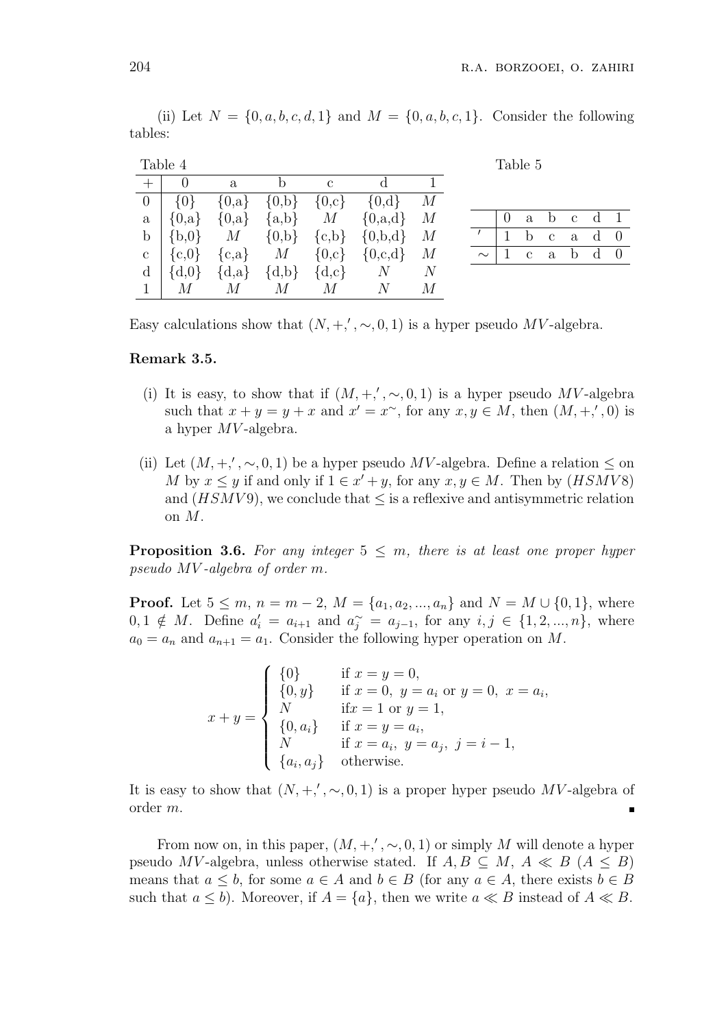(ii) Let $N = \{0, a, b, c, d, 1\}$ and $M = \{0, a, b, c, 1\}$. Consider the following tables:

Table 4

| $+$ | 0 | a | b | c | d | 1 |
|---|---|---|---|---|---|---|
| 0 | {0} | {0,a} | {0,b} | {0,c} | {0,d} | $M$ |
| a | {0,a} | {0,a} | {a,b} | $M$ | {0,a,d} | $M$ |
| b | {b,0} | $M$ | {0,b} | {c,b} | {0,b,d} | $M$ |
| c | {c,0} | {c,a} | $M$ | {0,c} | {0,c,d} | $M$ |
| d | {d,0} | {d,a} | {d,b} | {d,c} | $N$ | $N$ |
| 1 | $M$ | $M$ | $M$ | $M$ | $N$ | $M$ |

Table 5

| | 0 | a | b | c | d | 1 |
|---|---|---|---|---|---|---|
| $'$ | 1 | b | c | a | d | 0 |
| $\sim$ | 1 | c | a | b | d | 0 |

Easy calculations show that $(N, +, ', \sim, 0, 1)$ is a hyper pseudo $MV$-algebra.

**Remark 3.5.**

(i) It is easy, to show that if $(M, +, ', \sim, 0, 1)$ is a hyper pseudo $MV$-algebra such that $x + y = y + x$ and $x' = x^{\sim}$, for any $x, y \in M$, then $(M, +, ', 0)$ is a hyper $MV$-algebra.

(ii) Let $(M, +, ', \sim, 0, 1)$ be a hyper pseudo $MV$-algebra. Define a relation $\leq$ on $M$ by $x \leq y$ if and only if $1 \in x' + y$, for any $x, y \in M$. Then by $(HSMV8)$ and $(HSMV9)$, we conclude that $\leq$ is a reflexive and antisymmetric relation on $M$.

**Proposition 3.6.** *For any integer $5 \leq m$, there is at least one proper hyper pseudo $MV$-algebra of order $m$.*

**Proof.** Let $5 \leq m$, $n = m - 2$, $M = \{a_1, a_2, ..., a_n\}$ and $N = M \cup \{0, 1\}$, where $0, 1 \notin M$. Define $a_i' = a_{i+1}$ and $a_j^{\sim} = a_{j-1}$, for any $i, j \in \{1, 2, ..., n\}$, where $a_0 = a_n$ and $a_{n+1} = a_1$. Consider the following hyper operation on $M$.

$$x + y = \begin{cases} \{0\} & \text{if } x = y = 0, \\ \{0, y\} & \text{if } x = 0,\ y = a_i \text{ or } y = 0,\ x = a_i, \\ N & \text{if} x = 1 \text{ or } y = 1, \\ \{0, a_i\} & \text{if } x = y = a_i, \\ N & \text{if } x = a_i,\ y = a_j,\ j = i - 1, \\ \{a_i, a_j\} & \text{otherwise.} \end{cases}$$

It is easy to show that $(N, +, ', \sim, 0, 1)$ is a proper hyper pseudo $MV$-algebra of order $m$. ∎

From now on, in this paper, $(M, +, ', \sim, 0, 1)$ or simply $M$ will denote a hyper pseudo $MV$-algebra, unless otherwise stated. If $A, B \subseteq M$, $A \ll B$ $(A \leq B)$ means that $a \leq b$, for some $a \in A$ and $b \in B$ (for any $a \in A$, there exists $b \in B$ such that $a \leq b$). Moreover, if $A = \{a\}$, then we write $a \ll B$ instead of $A \ll B$.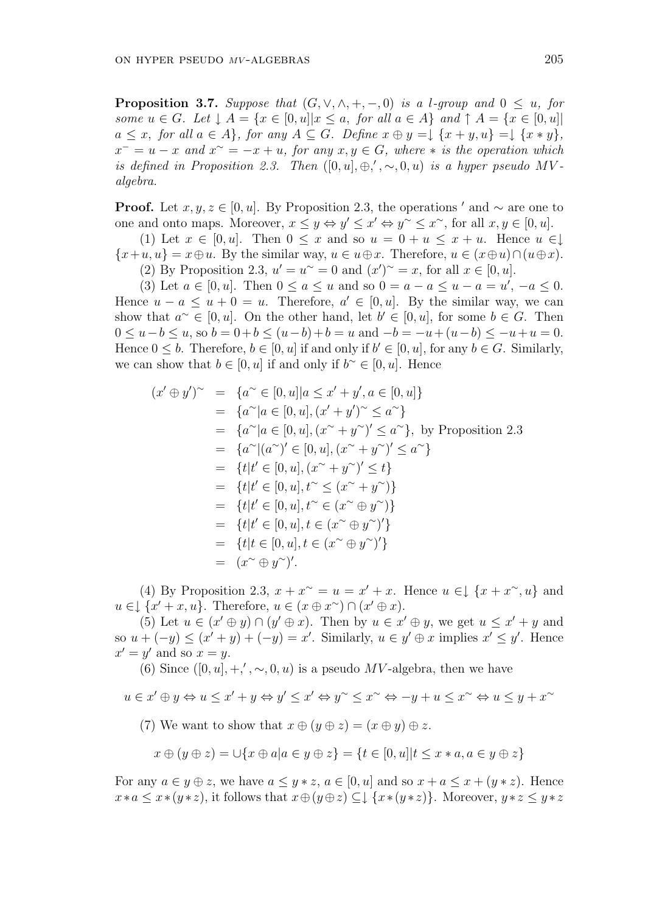**Proposition 3.7.** *Suppose that $(G, \vee, \wedge, +, -, 0)$ is a l-group and $0 \leq u$, for some $u \in G$. Let $\downarrow A = \{x \in [0, u] | x \leq a,$ for all $a \in A\}$ and $\uparrow A = \{x \in [0, u] | a \leq x,$ for all $a \in A\}$, for any $A \subseteq G$. Define $x \oplus y = \downarrow \{x + y, u\} = \downarrow \{x * y\}$, $x^{-} = u - x$ and $x^{\sim} = -x + u$, for any $x, y \in G$, where $*$ is the operation which is defined in Proposition 2.3. Then $([0, u], \oplus, ', \sim, 0, u)$ is a hyper pseudo MV-algebra.*

**Proof.** Let $x, y, z \in [0, u]$. By Proposition 2.3, the operations $'$ and $\sim$ are one to one and onto maps. Moreover, $x \leq y \Leftrightarrow y' \leq x' \Leftrightarrow y^{\sim} \leq x^{\sim}$, for all $x, y \in [0, u]$.

(1) Let $x \in [0, u]$. Then $0 \leq x$ and so $u = 0 + u \leq x + u$. Hence $u \in \downarrow \{x + u, u\} = x \oplus u$. By the similar way, $u \in u \oplus x$. Therefore, $u \in (x \oplus u) \cap (u \oplus x)$.

(2) By Proposition 2.3, $u' = u^{\sim} = 0$ and $(x')^{\sim} = x$, for all $x \in [0, u]$.

(3) Let $a \in [0, u]$. Then $0 \leq a \leq u$ and so $0 = a - a \leq u - a = u'$, $-a \leq 0$. Hence $u - a \leq u + 0 = u$. Therefore, $a' \in [0, u]$. By the similar way, we can show that $a^{\sim} \in [0, u]$. On the other hand, let $b' \in [0, u]$, for some $b \in G$. Then $0 \leq u - b \leq u$, so $b = 0 + b \leq (u - b) + b = u$ and $-b = -u + (u - b) \leq -u + u = 0$. Hence $0 \leq b$. Therefore, $b \in [0, u]$ if and only if $b' \in [0, u]$, for any $b \in G$. Similarly, we can show that $b \in [0, u]$ if and only if $b^{\sim} \in [0, u]$. Hence

$$
\begin{aligned}
(x' \oplus y')^{\sim} &= \{a^{\sim} \in [0, u] | a \leq x' + y', a \in [0, u]\} \\
&= \{a^{\sim} | a \in [0, u], (x' + y')^{\sim} \leq a^{\sim}\} \\
&= \{a^{\sim} | a \in [0, u], (x^{\sim} + y^{\sim})' \leq a^{\sim}\}, \text{ by Proposition 2.3} \\
&= \{a^{\sim} | (a^{\sim})' \in [0, u], (x^{\sim} + y^{\sim})' \leq a^{\sim}\} \\
&= \{t | t' \in [0, u], (x^{\sim} + y^{\sim})' \leq t\} \\
&= \{t | t' \in [0, u], t^{\sim} \leq (x^{\sim} + y^{\sim})\} \\
&= \{t | t' \in [0, u], t^{\sim} \in (x^{\sim} \oplus y^{\sim})\} \\
&= \{t | t' \in [0, u], t \in (x^{\sim} \oplus y^{\sim})'\} \\
&= \{t | t \in [0, u], t \in (x^{\sim} \oplus y^{\sim})'\} \\
&= (x^{\sim} \oplus y^{\sim})'.
\end{aligned}
$$

(4) By Proposition 2.3, $x + x^{\sim} = u = x' + x$. Hence $u \in \downarrow \{x + x^{\sim}, u\}$ and $u \in \downarrow \{x' + x, u\}$. Therefore, $u \in (x \oplus x^{\sim}) \cap (x' \oplus x)$.

(5) Let $u \in (x' \oplus y) \cap (y' \oplus x)$. Then by $u \in x' \oplus y$, we get $u \leq x' + y$ and so $u + (-y) \leq (x' + y) + (-y) = x'$. Similarly, $u \in y' \oplus x$ implies $x' \leq y'$. Hence $x' = y'$ and so $x = y$.

(6) Since $([0, u], +, ', \sim, 0, u)$ is a pseudo $MV$-algebra, then we have

$$u \in x' \oplus y \Leftrightarrow u \leq x' + y \Leftrightarrow y' \leq x' \Leftrightarrow y^{\sim} \leq x^{\sim} \Leftrightarrow -y + u \leq x^{\sim} \Leftrightarrow u \leq y + x^{\sim}$$

(7) We want to show that $x \oplus (y \oplus z) = (x \oplus y) \oplus z$.

$$x \oplus (y \oplus z) = \cup \{x \oplus a | a \in y \oplus z\} = \{t \in [0, u] | t \leq x * a, a \in y \oplus z\}$$

For any $a \in y \oplus z$, we have $a \leq y * z$, $a \in [0, u]$ and so $x + a \leq x + (y * z)$. Hence $x * a \leq x * (y * z)$, it follows that $x \oplus (y \oplus z) \subseteq \downarrow \{x * (y * z)\}$. Moreover, $y * z \leq y * z$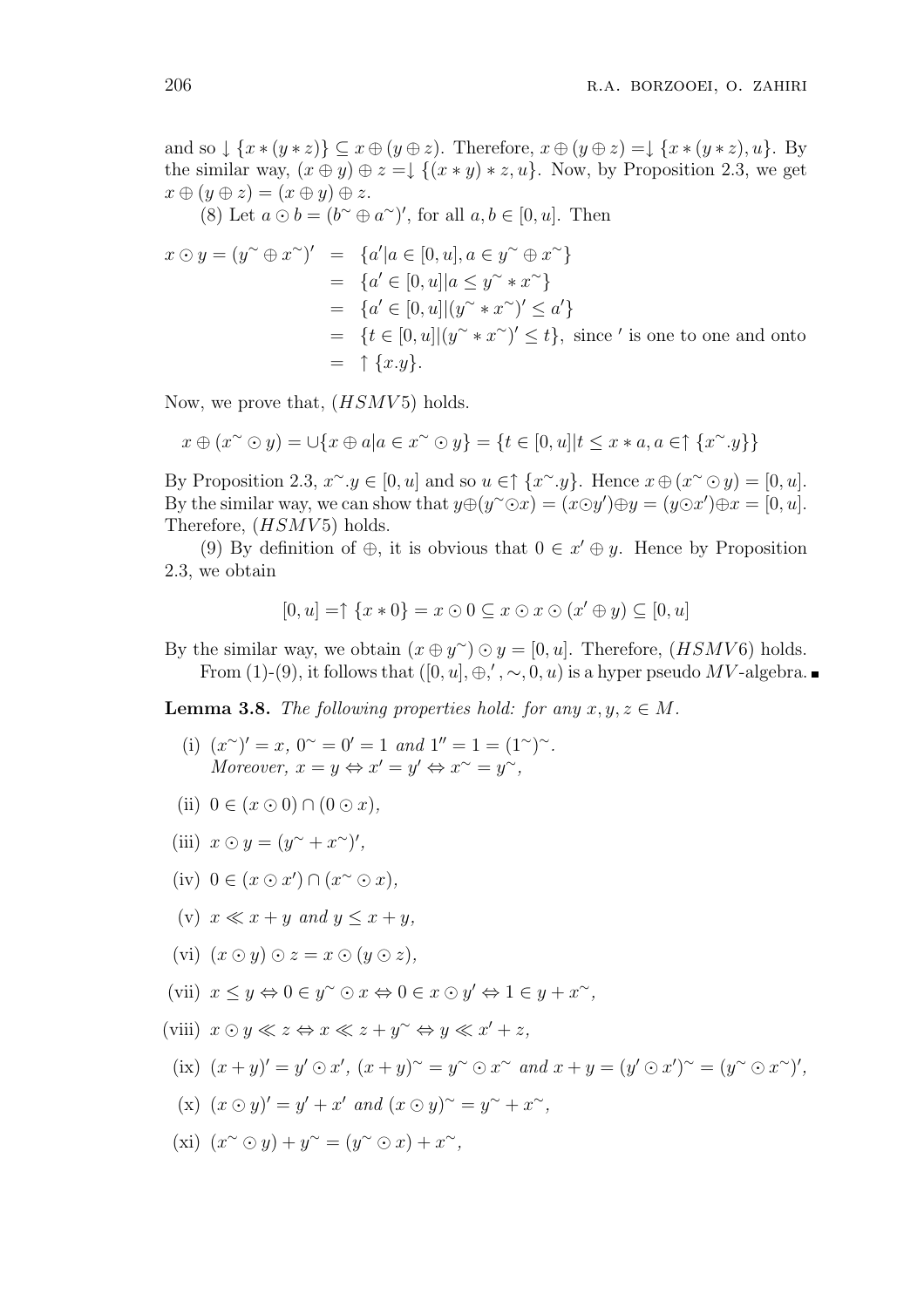and so $\downarrow \{x*(y*z)\} \subseteq x \oplus (y \oplus z)$. Therefore, $x \oplus (y \oplus z) = \downarrow \{x*(y*z), u\}$. By the similar way, $(x \oplus y) \oplus z = \downarrow \{(x*y)*z, u\}$. Now, by Proposition 2.3, we get $x \oplus (y \oplus z) = (x \oplus y) \oplus z$.

(8) Let $a \odot b = (b^{\sim} \oplus a^{\sim})'$, for all $a, b \in [0, u]$. Then

$$
\begin{aligned}
x \odot y = (y^{\sim} \oplus x^{\sim})' &= \{a' | a \in [0, u], a \in y^{\sim} \oplus x^{\sim}\} \\
&= \{a' \in [0, u] | a \leq y^{\sim} * x^{\sim}\} \\
&= \{a' \in [0, u] | (y^{\sim} * x^{\sim})' \leq a'\} \\
&= \{t \in [0, u] | (y^{\sim} * x^{\sim})' \leq t\}, \text{ since } ' \text{ is one to one and onto} \\
&= \uparrow \{x.y\}.
\end{aligned}
$$

Now, we prove that, $(HSMV5)$ holds.

$$x \oplus (x^{\sim} \odot y) = \cup \{x \oplus a | a \in x^{\sim} \odot y\} = \{t \in [0, u] | t \leq x * a, a \in \uparrow \{x^{\sim}.y\}\}$$

By Proposition 2.3, $x^{\sim}.y \in [0, u]$ and so $u \in \uparrow \{x^{\sim}.y\}$. Hence $x \oplus (x^{\sim} \odot y) = [0, u]$. By the similar way, we can show that $y \oplus (y^{\sim} \odot x) = (x \odot y') \oplus y = (y \odot x') \oplus x = [0, u]$. Therefore, $(HSMV5)$ holds.

(9) By definition of $\oplus$, it is obvious that $0 \in x' \oplus y$. Hence by Proposition 2.3, we obtain

$$[0, u] = \uparrow \{x * 0\} = x \odot 0 \subseteq x \odot x \odot (x' \oplus y) \subseteq [0, u]$$

By the similar way, we obtain $(x \oplus y^{\sim}) \odot y = [0, u]$. Therefore, $(HSMV6)$ holds.

From (1)-(9), it follows that $([0, u], \oplus, ', \sim, 0, u)$ is a hyper pseudo $MV$-algebra. ∎

**Lemma 3.8.** *The following properties hold: for any $x, y, z \in M$.*

(i) $(x^{\sim})' = x$, $0^{\sim} = 0' = 1$ *and* $1'' = 1 = (1^{\sim})^{\sim}$.
*Moreover,* $x = y \Leftrightarrow x' = y' \Leftrightarrow x^{\sim} = y^{\sim}$,

(ii) $0 \in (x \odot 0) \cap (0 \odot x)$,

(iii) $x \odot y = (y^{\sim} + x^{\sim})'$,

(iv) $0 \in (x \odot x') \cap (x^{\sim} \odot x)$,

(v) $x \ll x + y$ *and* $y \leq x + y$,

(vi) $(x \odot y) \odot z = x \odot (y \odot z)$,

(vii) $x \leq y \Leftrightarrow 0 \in y^{\sim} \odot x \Leftrightarrow 0 \in x \odot y' \Leftrightarrow 1 \in y + x^{\sim}$,

(viii) $x \odot y \ll z \Leftrightarrow x \ll z + y^{\sim} \Leftrightarrow y \ll x' + z$,

(ix) $(x + y)' = y' \odot x'$, $(x + y)^{\sim} = y^{\sim} \odot x^{\sim}$ *and* $x + y = (y' \odot x')^{\sim} = (y^{\sim} \odot x^{\sim})'$,

(x) $(x \odot y)' = y' + x'$ *and* $(x \odot y)^{\sim} = y^{\sim} + x^{\sim}$,

(xi) $(x^{\sim} \odot y) + y^{\sim} = (y^{\sim} \odot x) + x^{\sim}$,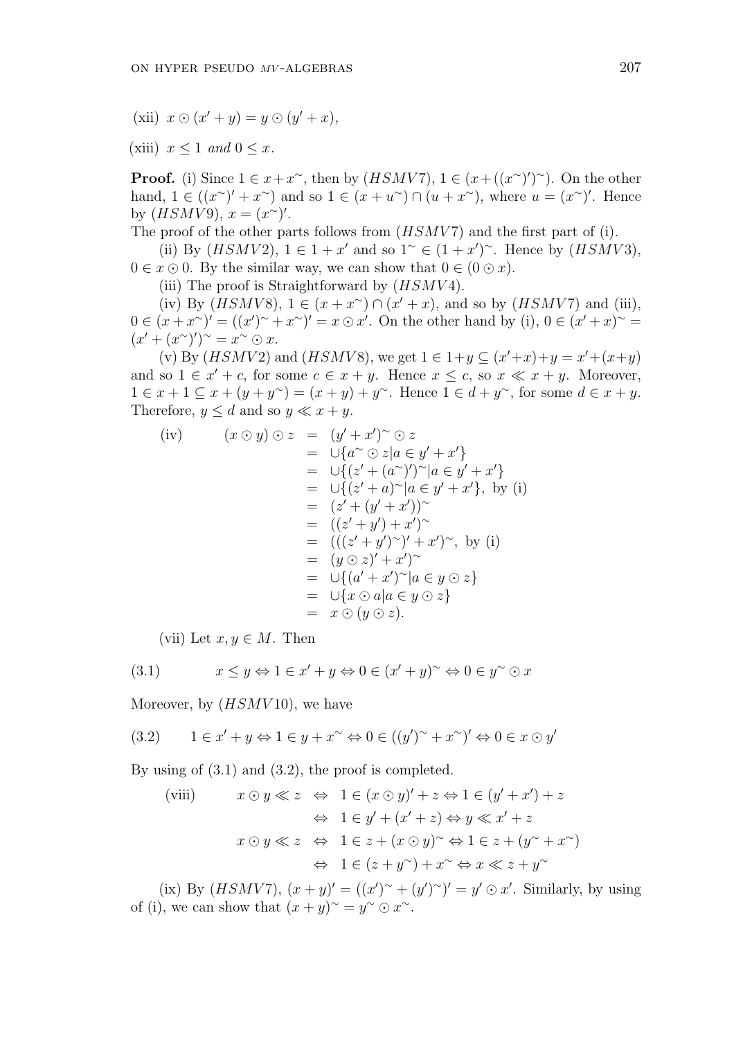(xii) $x \odot (x' + y) = y \odot (y' + x)$,

(xiii) $x \leq 1$ *and* $0 \leq x$.

**Proof.** (i) Since $1 \in x + x^{\sim}$, then by $(HSMV7)$, $1 \in (x + ((x^{\sim})')^{\sim})$. On the other hand, $1 \in ((x^{\sim})' + x^{\sim})$ and so $1 \in (x + u^{\sim}) \cap (u + x^{\sim})$, where $u = (x^{\sim})'$. Hence by $(HSMV9)$, $x = (x^{\sim})'$.
The proof of the other parts follows from $(HSMV7)$ and the first part of (i).

(ii) By $(HSMV2)$, $1 \in 1 + x'$ and so $1^{\sim} \in (1 + x')^{\sim}$. Hence by $(HSMV3)$, $0 \in x \odot 0$. By the similar way, we can show that $0 \in (0 \odot x)$.

(iii) The proof is Straightforward by $(HSMV4)$.

(iv) By $(HSMV8)$, $1 \in (x + x^{\sim}) \cap (x' + x)$, and so by $(HSMV7)$ and (iii), $0 \in (x + x^{\sim})' = ((x')^{\sim} + x^{\sim})' = x \odot x'$. On the other hand by (i), $0 \in (x' + x)^{\sim} = (x' + (x^{\sim})')^{\sim} = x^{\sim} \odot x$.

(v) By $(HSMV2)$ and $(HSMV8)$, we get $1 \in 1 + y \subseteq (x' + x) + y = x' + (x + y)$ and so $1 \in x' + c$, for some $c \in x + y$. Hence $x \leq c$, so $x \ll x + y$. Moreover, $1 \in x + 1 \subseteq x + (y + y^{\sim}) = (x + y) + y^{\sim}$. Hence $1 \in d + y^{\sim}$, for some $d \in x + y$. Therefore, $y \leq d$ and so $y \ll x + y$.

$$
\begin{aligned}
\text{(iv)} \qquad (x \odot y) \odot z &= (y' + x')^{\sim} \odot z \\
&= \cup\{a^{\sim} \odot z | a \in y' + x'\} \\
&= \cup\{(z' + (a^{\sim})')^{\sim} | a \in y' + x'\} \\
&= \cup\{(z' + a)^{\sim} | a \in y' + x'\}, \text{ by (i)} \\
&= (z' + (y' + x'))^{\sim} \\
&= ((z' + y') + x')^{\sim} \\
&= (((z' + y')^{\sim})' + x')^{\sim}, \text{ by (i)} \\
&= (y \odot z)' + x')^{\sim} \\
&= \cup\{(a' + x')^{\sim} | a \in y \odot z\} \\
&= \cup\{x \odot a | a \in y \odot z\} \\
&= x \odot (y \odot z).
\end{aligned}
$$

(vii) Let $x, y \in M$. Then

$$
x \leq y \Leftrightarrow 1 \in x' + y \Leftrightarrow 0 \in (x' + y)^{\sim} \Leftrightarrow 0 \in y^{\sim} \odot x \tag{3.1}
$$

Moreover, by $(HSMV10)$, we have

$$
1 \in x' + y \Leftrightarrow 1 \in y + x^{\sim} \Leftrightarrow 0 \in ((y')^{\sim} + x^{\sim})' \Leftrightarrow 0 \in x \odot y' \tag{3.2}
$$

By using of (3.1) and (3.2), the proof is completed.

$$
\begin{aligned}
\text{(viii)} \qquad x \odot y \ll z &\Leftrightarrow 1 \in (x \odot y)' + z \Leftrightarrow 1 \in (y' + x') + z \\
&\Leftrightarrow 1 \in y' + (x' + z) \Leftrightarrow y \ll x' + z \\
x \odot y \ll z &\Leftrightarrow 1 \in z + (x \odot y)^{\sim} \Leftrightarrow 1 \in z + (y^{\sim} + x^{\sim}) \\
&\Leftrightarrow 1 \in (z + y^{\sim}) + x^{\sim} \Leftrightarrow x \ll z + y^{\sim}
\end{aligned}
$$

(ix) By $(HSMV7)$, $(x + y)' = ((x')^{\sim} + (y')^{\sim})' = y' \odot x'$. Similarly, by using of (i), we can show that $(x + y)^{\sim} = y^{\sim} \odot x^{\sim}$.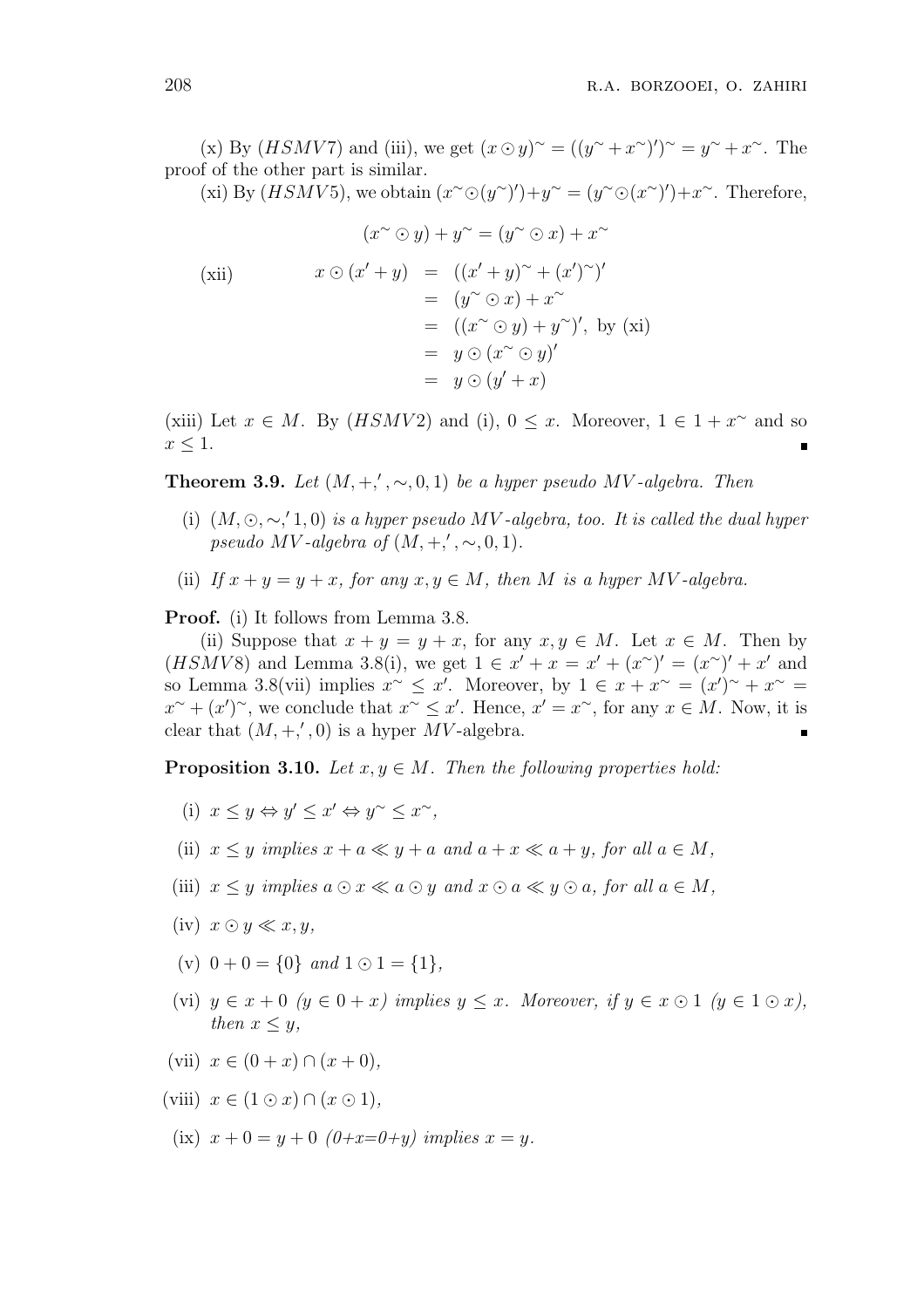(x) By ($HSMV7$) and (iii), we get $(x \odot y)^{\sim} = ((y^{\sim} + x^{\sim})')^{\sim} = y^{\sim} + x^{\sim}$. The proof of the other part is similar.

(xi) By ($HSMV5$), we obtain $(x^{\sim} \odot (y^{\sim})') + y^{\sim} = (y^{\sim} \odot (x^{\sim})') + x^{\sim}$. Therefore,

$$(x^{\sim} \odot y) + y^{\sim} = (y^{\sim} \odot x) + x^{\sim}$$

(xii)
$$\begin{aligned} x \odot (x' + y) &= ((x' + y)^{\sim} + (x')^{\sim})' \\ &= (y^{\sim} \odot x) + x^{\sim} \\ &= ((x^{\sim} \odot y) + y^{\sim})', \text{ by (xi)} \\ &= y \odot (x^{\sim} \odot y)' \\ &= y \odot (y' + x) \end{aligned}$$

(xiii) Let $x \in M$. By ($HSMV2$) and (i), $0 \leq x$. Moreover, $1 \in 1 + x^{\sim}$ and so $x \leq 1$. ∎

**Theorem 3.9.** *Let $(M, +, ', \sim, 0, 1)$ be a hyper pseudo MV-algebra. Then*

(i) *$(M, \odot, \sim, ' 1, 0)$ is a hyper pseudo MV-algebra, too. It is called the dual hyper pseudo MV-algebra of $(M, +, ', \sim, 0, 1)$.*

(ii) *If $x + y = y + x$, for any $x, y \in M$, then $M$ is a hyper MV-algebra.*

**Proof.** (i) It follows from Lemma 3.8.

(ii) Suppose that $x + y = y + x$, for any $x, y \in M$. Let $x \in M$. Then by ($HSMV8$) and Lemma 3.8(i), we get $1 \in x' + x = x' + (x^{\sim})' = (x^{\sim})' + x'$ and so Lemma 3.8(vii) implies $x^{\sim} \leq x'$. Moreover, by $1 \in x + x^{\sim} = (x')^{\sim} + x^{\sim} = x^{\sim} + (x')^{\sim}$, we conclude that $x^{\sim} \leq x'$. Hence, $x' = x^{\sim}$, for any $x \in M$. Now, it is clear that $(M, +, ', 0)$ is a hyper $MV$-algebra. ∎

**Proposition 3.10.** *Let $x, y \in M$. Then the following properties hold:*

(i) $x \leq y \Leftrightarrow y' \leq x' \Leftrightarrow y^{\sim} \leq x^{\sim}$,

(ii) $x \leq y$ *implies* $x + a \ll y + a$ *and* $a + x \ll a + y$, *for all* $a \in M$,

(iii) $x \leq y$ *implies* $a \odot x \ll a \odot y$ *and* $x \odot a \ll y \odot a$, *for all* $a \in M$,

(iv) $x \odot y \ll x, y$,

(v) $0 + 0 = \{0\}$ *and* $1 \odot 1 = \{1\}$,

(vi) $y \in x + 0$ ($y \in 0 + x$) *implies* $y \leq x$. *Moreover, if* $y \in x \odot 1$ ($y \in 1 \odot x$), *then* $x \leq y$,

(vii) $x \in (0 + x) \cap (x + 0)$,

(viii) $x \in (1 \odot x) \cap (x \odot 1)$,

(ix) $x + 0 = y + 0$ ($0+x=0+y$) *implies* $x = y$.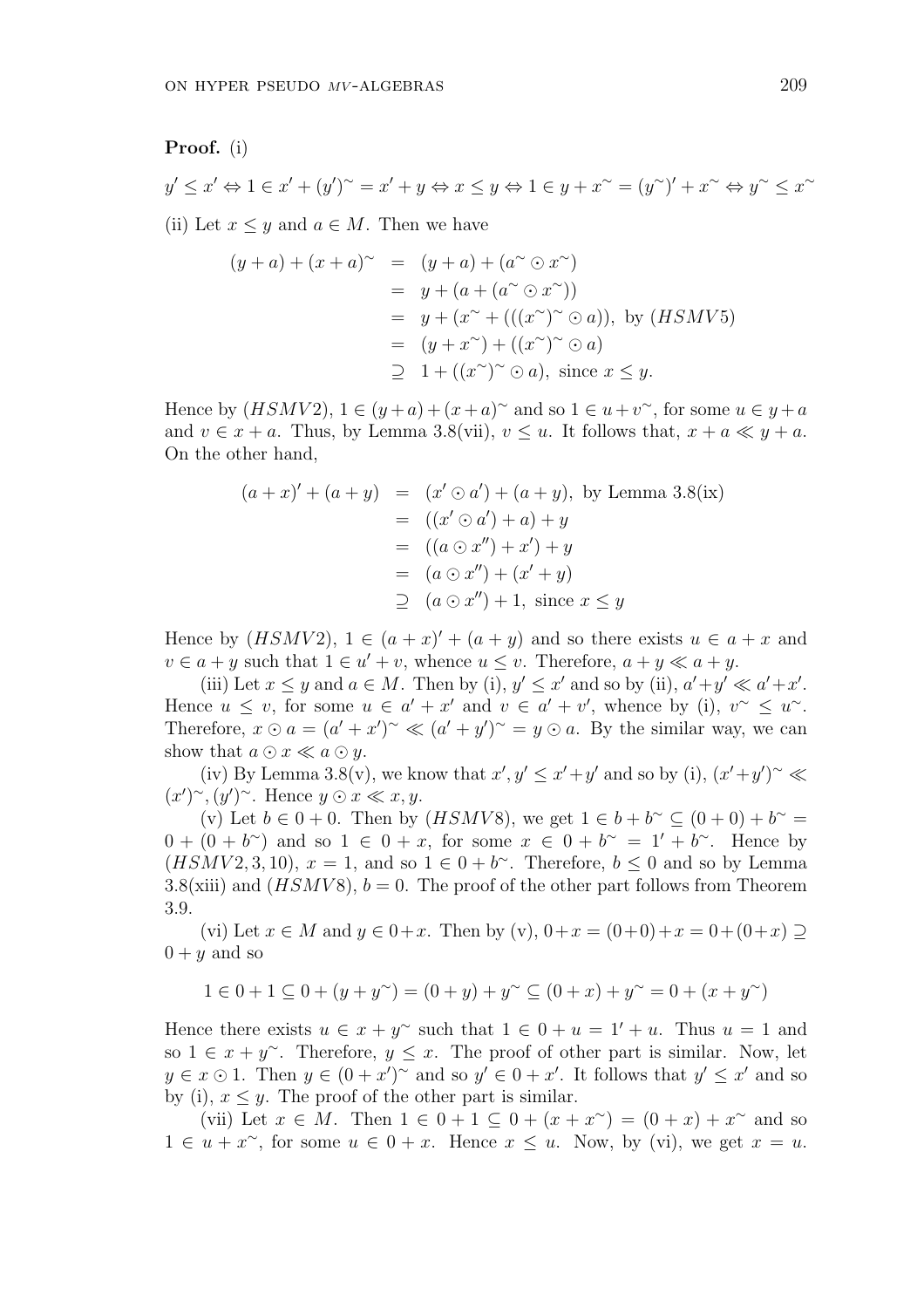**Proof.** (i)

$$y' \leq x' \Leftrightarrow 1 \in x' + (y')^{\sim} = x' + y \Leftrightarrow x \leq y \Leftrightarrow 1 \in y + x^{\sim} = (y^{\sim})' + x^{\sim} \Leftrightarrow y^{\sim} \leq x^{\sim}$$

(ii) Let $x \leq y$ and $a \in M$. Then we have

$$\begin{aligned}
(y+a) + (x+a)^{\sim} &= (y+a) + (a^{\sim} \odot x^{\sim}) \\
&= y + (a + (a^{\sim} \odot x^{\sim})) \\
&= y + (x^{\sim} + (((x^{\sim})^{\sim} \odot a)), \text{ by } (HSMV5) \\
&= (y + x^{\sim}) + ((x^{\sim})^{\sim} \odot a) \\
&\supseteq 1 + ((x^{\sim})^{\sim} \odot a), \text{ since } x \leq y.
\end{aligned}$$

Hence by $(HSMV2)$, $1 \in (y+a) + (x+a)^{\sim}$ and so $1 \in u + v^{\sim}$, for some $u \in y + a$ and $v \in x + a$. Thus, by Lemma 3.8(vii), $v \leq u$. It follows that, $x + a \ll y + a$. On the other hand,

$$\begin{aligned}
(a+x)' + (a+y) &= (x' \odot a') + (a+y), \text{ by Lemma 3.8(ix)} \\
&= ((x' \odot a') + a) + y \\
&= ((a \odot x'') + x') + y \\
&= (a \odot x'') + (x' + y) \\
&\supseteq (a \odot x'') + 1, \text{ since } x \leq y
\end{aligned}$$

Hence by $(HSMV2)$, $1 \in (a+x)' + (a+y)$ and so there exists $u \in a + x$ and $v \in a + y$ such that $1 \in u' + v$, whence $u \leq v$. Therefore, $a + y \ll a + y$.

(iii) Let $x \leq y$ and $a \in M$. Then by (i), $y' \leq x'$ and so by (ii), $a' + y' \ll a' + x'$. Hence $u \leq v$, for some $u \in a' + x'$ and $v \in a' + v'$, whence by (i), $v^{\sim} \leq u^{\sim}$. Therefore, $x \odot a = (a' + x')^{\sim} \ll (a' + y')^{\sim} = y \odot a$. By the similar way, we can show that $a \odot x \ll a \odot y$.

(iv) By Lemma 3.8(v), we know that $x', y' \leq x' + y'$ and so by (i), $(x' + y')^{\sim} \ll (x')^{\sim}, (y')^{\sim}$. Hence $y \odot x \ll x, y$.

(v) Let $b \in 0 + 0$. Then by $(HSMV8)$, we get $1 \in b + b^{\sim} \subseteq (0+0) + b^{\sim} = 0 + (0 + b^{\sim})$ and so $1 \in 0 + x$, for some $x \in 0 + b^{\sim} = 1' + b^{\sim}$. Hence by $(HSMV2, 3, 10)$, $x = 1$, and so $1 \in 0 + b^{\sim}$. Therefore, $b \leq 0$ and so by Lemma 3.8(xiii) and $(HSMV8)$, $b = 0$. The proof of the other part follows from Theorem 3.9.

(vi) Let $x \in M$ and $y \in 0 + x$. Then by (v), $0 + x = (0+0) + x = 0 + (0+x) \supseteq 0 + y$ and so

$$1 \in 0 + 1 \subseteq 0 + (y + y^{\sim}) = (0+y) + y^{\sim} \subseteq (0+x) + y^{\sim} = 0 + (x + y^{\sim})$$

Hence there exists $u \in x + y^{\sim}$ such that $1 \in 0 + u = 1' + u$. Thus $u = 1$ and so $1 \in x + y^{\sim}$. Therefore, $y \leq x$. The proof of other part is similar. Now, let $y \in x \odot 1$. Then $y \in (0 + x')^{\sim}$ and so $y' \in 0 + x'$. It follows that $y' \leq x'$ and so by (i), $x \leq y$. The proof of the other part is similar.

(vii) Let $x \in M$. Then $1 \in 0 + 1 \subseteq 0 + (x + x^{\sim}) = (0 + x) + x^{\sim}$ and so $1 \in u + x^{\sim}$, for some $u \in 0 + x$. Hence $x \leq u$. Now, by (vi), we get $x = u$.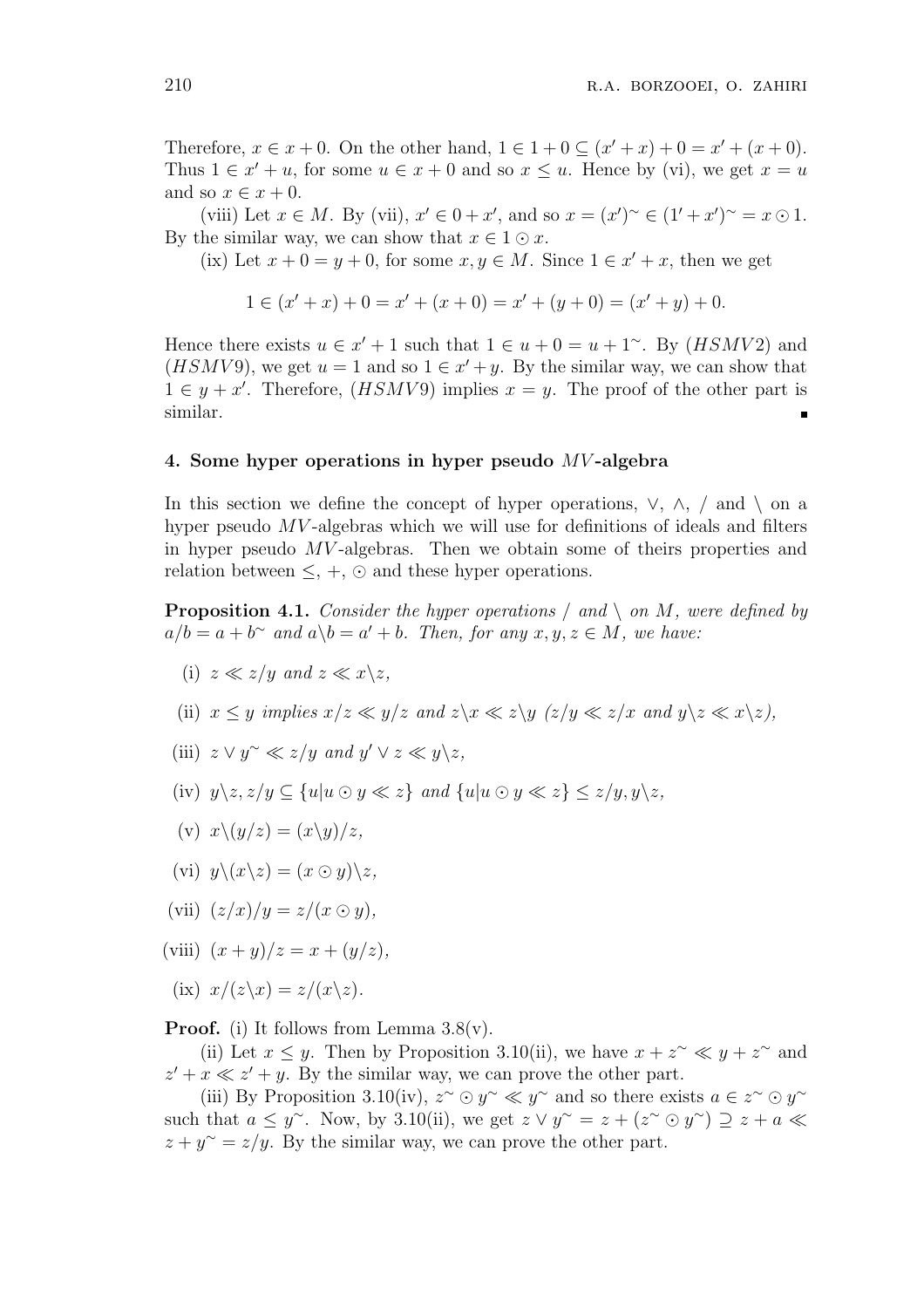Therefore, $x \in x + 0$. On the other hand, $1 \in 1 + 0 \subseteq (x' + x) + 0 = x' + (x + 0)$. Thus $1 \in x' + u$, for some $u \in x + 0$ and so $x \leq u$. Hence by (vi), we get $x = u$ and so $x \in x + 0$.

(viii) Let $x \in M$. By (vii), $x' \in 0 + x'$, and so $x = (x')^{\sim} \in (1' + x')^{\sim} = x \odot 1$. By the similar way, we can show that $x \in 1 \odot x$.

(ix) Let $x + 0 = y + 0$, for some $x, y \in M$. Since $1 \in x' + x$, then we get

$$1 \in (x' + x) + 0 = x' + (x + 0) = x' + (y + 0) = (x' + y) + 0.$$

Hence there exists $u \in x' + 1$ such that $1 \in u + 0 = u + 1^{\sim}$. By $(HSMV2)$ and $(HSMV9)$, we get $u = 1$ and so $1 \in x' + y$. By the similar way, we can show that $1 \in y + x'$. Therefore, $(HSMV9)$ implies $x = y$. The proof of the other part is similar. ∎

## 4. Some hyper operations in hyper pseudo $MV$-algebra

In this section we define the concept of hyper operations, $\vee$, $\wedge$, $/$ and $\backslash$ on a hyper pseudo $MV$-algebras which we will use for definitions of ideals and filters in hyper pseudo $MV$-algebras. Then we obtain some of theirs properties and relation between $\leq$, $+$, $\odot$ and these hyper operations.

**Proposition 4.1.** *Consider the hyper operations $/$ and $\backslash$ on $M$, were defined by $a/b = a + b^{\sim}$ and $a\backslash b = a' + b$. Then, for any $x, y, z \in M$, we have:*

- (i) $z \ll z/y$ *and* $z \ll x\backslash z$,
- (ii) $x \leq y$ *implies* $x/z \ll y/z$ *and* $z\backslash x \ll z\backslash y$ ($z/y \ll z/x$ *and* $y\backslash z \ll x\backslash z$),
- (iii) $z \vee y^{\sim} \ll z/y$ *and* $y' \vee z \ll y\backslash z$,
- (iv) $y\backslash z, z/y \subseteq \{u | u \odot y \ll z\}$ *and* $\{u | u \odot y \ll z\} \leq z/y, y\backslash z$,
- (v) $x\backslash(y/z) = (x\backslash y)/z$,
- (vi) $y\backslash(x\backslash z) = (x \odot y)\backslash z$,
- (vii) $(z/x)/y = z/(x \odot y)$,
- (viii) $(x + y)/z = x + (y/z)$,
- (ix) $x/(z\backslash x) = z/(x\backslash z)$.

**Proof.** (i) It follows from Lemma 3.8(v).

(ii) Let $x \leq y$. Then by Proposition 3.10(ii), we have $x + z^{\sim} \ll y + z^{\sim}$ and $z' + x \ll z' + y$. By the similar way, we can prove the other part.

(iii) By Proposition 3.10(iv), $z^{\sim} \odot y^{\sim} \ll y^{\sim}$ and so there exists $a \in z^{\sim} \odot y^{\sim}$ such that $a \leq y^{\sim}$. Now, by 3.10(ii), we get $z \vee y^{\sim} = z + (z^{\sim} \odot y^{\sim}) \supseteq z + a \ll z + y^{\sim} = z/y$. By the similar way, we can prove the other part.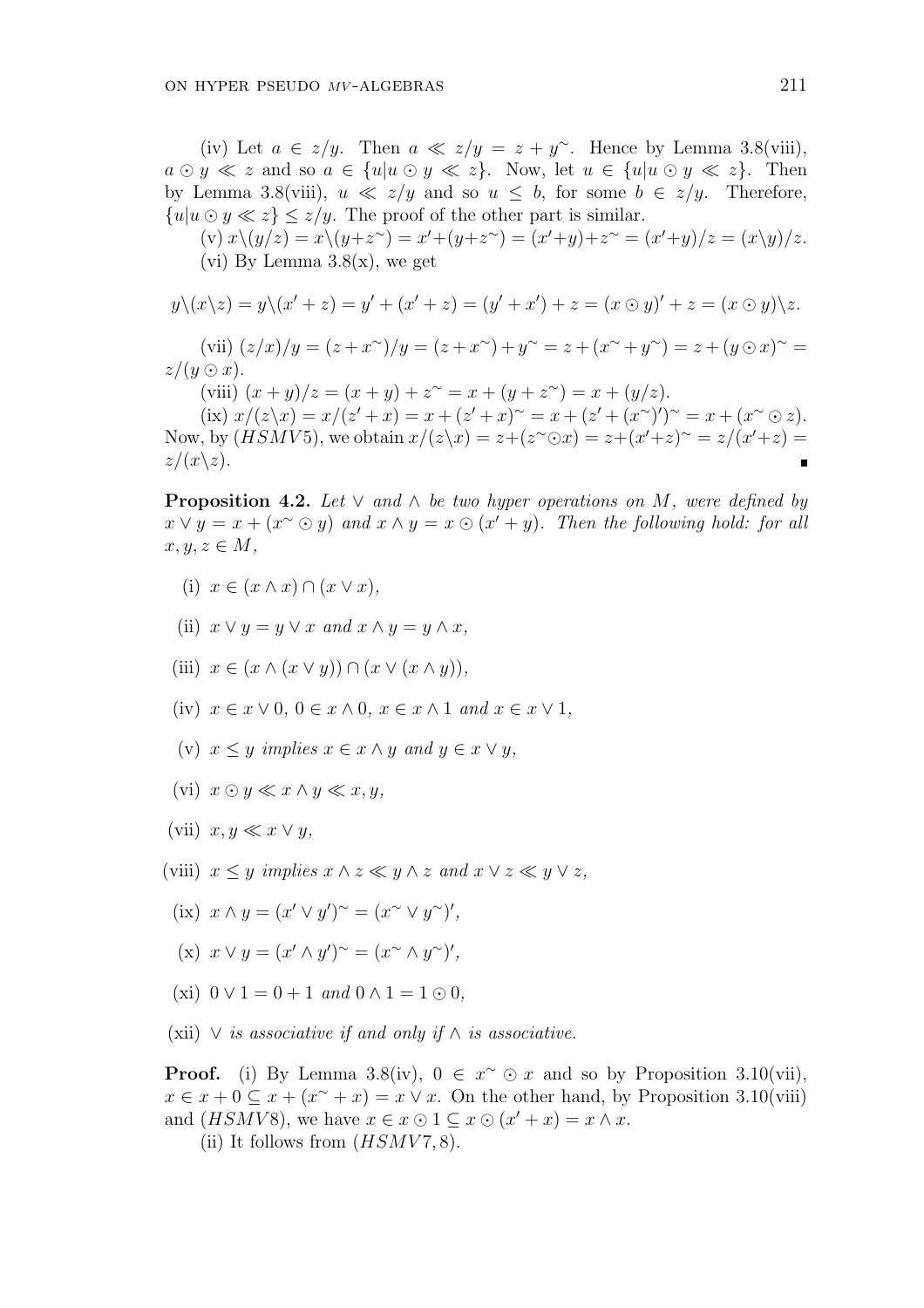(iv) Let $a \in z/y$. Then $a \ll z/y = z + y^{\sim}$. Hence by Lemma 3.8(viii), $a \odot y \ll z$ and so $a \in \{u | u \odot y \ll z\}$. Now, let $u \in \{u | u \odot y \ll z\}$. Then by Lemma 3.8(viii), $u \ll z/y$ and so $u \leq b$, for some $b \in z/y$. Therefore, $\{u | u \odot y \ll z\} \leq z/y$. The proof of the other part is similar.

(v) $x \backslash (y/z) = x \backslash (y + z^{\sim}) = x' + (y + z^{\sim}) = (x' + y) + z^{\sim} = (x' + y)/z = (x \backslash y)/z$.

(vi) By Lemma 3.8(x), we get

$$y \backslash (x \backslash z) = y \backslash (x' + z) = y' + (x' + z) = (y' + x') + z = (x \odot y)' + z = (x \odot y) \backslash z.$$

(vii) $(z/x)/y = (z + x^{\sim})/y = (z + x^{\sim}) + y^{\sim} = z + (x^{\sim} + y^{\sim}) = z + (y \odot x)^{\sim} = z/(y \odot x)$.

(viii) $(x + y)/z = (x + y) + z^{\sim} = x + (y + z^{\sim}) = x + (y/z)$.

(ix) $x/(z \backslash x) = x/(z' + x) = x + (z' + x)^{\sim} = x + (z' + (x^{\sim})')^{\sim} = x + (x^{\sim} \odot z)$. Now, by $(HSMV5)$, we obtain $x/(z \backslash x) = z + (z^{\sim} \odot x) = z + (x' + z)^{\sim} = z/(x' + z) = z/(x \backslash z)$. ∎

**Proposition 4.2.** *Let $\vee$ and $\wedge$ be two hyper operations on $M$, were defined by $x \vee y = x + (x^{\sim} \odot y)$ and $x \wedge y = x \odot (x' + y)$. Then the following hold: for all $x, y, z \in M$,*

(i) $x \in (x \wedge x) \cap (x \vee x)$,

(ii) $x \vee y = y \vee x$ *and* $x \wedge y = y \wedge x$,

(iii) $x \in (x \wedge (x \vee y)) \cap (x \vee (x \wedge y))$,

(iv) $x \in x \vee 0$, $0 \in x \wedge 0$, $x \in x \wedge 1$ *and* $x \in x \vee 1$,

(v) $x \leq y$ *implies* $x \in x \wedge y$ *and* $y \in x \vee y$,

(vi) $x \odot y \ll x \wedge y \ll x, y$,

(vii) $x, y \ll x \vee y$,

(viii) $x \leq y$ *implies* $x \wedge z \ll y \wedge z$ *and* $x \vee z \ll y \vee z$,

(ix) $x \wedge y = (x' \vee y')^{\sim} = (x^{\sim} \vee y^{\sim})'$,

(x) $x \vee y = (x' \wedge y')^{\sim} = (x^{\sim} \wedge y^{\sim})'$,

(xi) $0 \vee 1 = 0 + 1$ *and* $0 \wedge 1 = 1 \odot 0$,

(xii) $\vee$ *is associative if and only if* $\wedge$ *is associative.*

**Proof.** (i) By Lemma 3.8(iv), $0 \in x^{\sim} \odot x$ and so by Proposition 3.10(vii), $x \in x + 0 \subseteq x + (x^{\sim} + x) = x \vee x$. On the other hand, by Proposition 3.10(viii) and $(HSMV8)$, we have $x \in x \odot 1 \subseteq x \odot (x' + x) = x \wedge x$.

(ii) It follows from $(HSMV7, 8)$.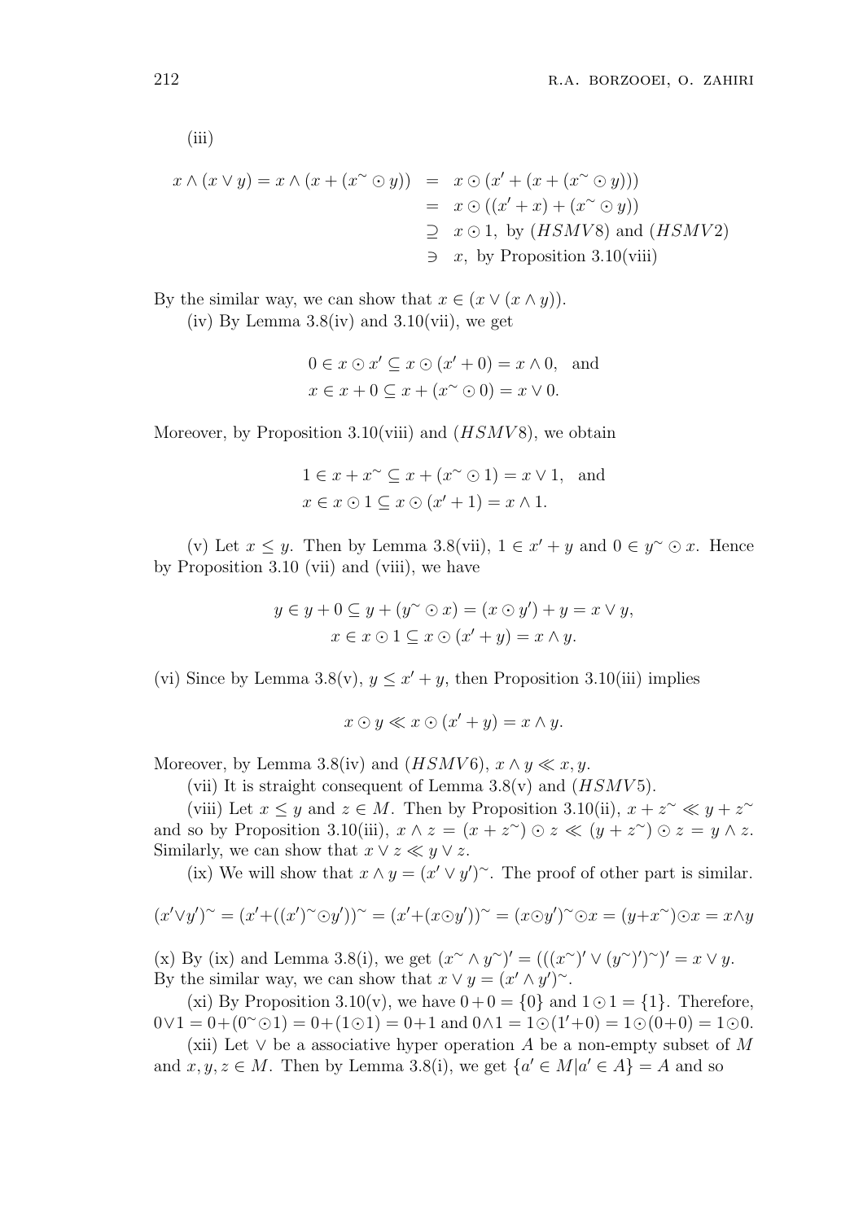(iii)

$$
\begin{aligned}
x \wedge (x \vee y) = x \wedge (x + (x^{\sim} \odot y)) &= x \odot (x' + (x + (x^{\sim} \odot y))) \\
&= x \odot ((x' + x) + (x^{\sim} \odot y)) \\
&\supseteq x \odot 1, \text{ by } (HSMV8) \text{ and } (HSMV2) \\
&\ni x, \text{ by Proposition 3.10(viii)}
\end{aligned}
$$

By the similar way, we can show that $x \in (x \vee (x \wedge y))$.

(iv) By Lemma 3.8(iv) and 3.10(vii), we get

$$
0 \in x \odot x' \subseteq x \odot (x' + 0) = x \wedge 0, \quad \text{and}
$$
$$
x \in x + 0 \subseteq x + (x^{\sim} \odot 0) = x \vee 0.
$$

Moreover, by Proposition 3.10(viii) and $(HSMV8)$, we obtain

$$
1 \in x + x^{\sim} \subseteq x + (x^{\sim} \odot 1) = x \vee 1, \quad \text{and}
$$
$$
x \in x \odot 1 \subseteq x \odot (x' + 1) = x \wedge 1.
$$

(v) Let $x \leq y$. Then by Lemma 3.8(vii), $1 \in x' + y$ and $0 \in y^{\sim} \odot x$. Hence by Proposition 3.10 (vii) and (viii), we have

$$
y \in y + 0 \subseteq y + (y^{\sim} \odot x) = (x \odot y') + y = x \vee y,
$$
$$
x \in x \odot 1 \subseteq x \odot (x' + y) = x \wedge y.
$$

(vi) Since by Lemma 3.8(v), $y \leq x' + y$, then Proposition 3.10(iii) implies

$$
x \odot y \ll x \odot (x' + y) = x \wedge y.
$$

Moreover, by Lemma 3.8(iv) and $(HSMV6)$, $x \wedge y \ll x, y$.

(vii) It is straight consequent of Lemma 3.8(v) and $(HSMV5)$.

(viii) Let $x \leq y$ and $z \in M$. Then by Proposition 3.10(ii), $x + z^{\sim} \ll y + z^{\sim}$ and so by Proposition 3.10(iii), $x \wedge z = (x + z^{\sim}) \odot z \ll (y + z^{\sim}) \odot z = y \wedge z$. Similarly, we can show that $x \vee z \ll y \vee z$.

(ix) We will show that $x \wedge y = (x' \vee y')^{\sim}$. The proof of other part is similar.

$$
(x' \vee y')^{\sim} = (x' + ((x')^{\sim} \odot y'))^{\sim} = (x' + (x \odot y'))^{\sim} = (x \odot y')^{\sim} \odot x = (y + x^{\sim}) \odot x = x \wedge y
$$

(x) By (ix) and Lemma 3.8(i), we get $(x^{\sim} \wedge y^{\sim})' = (((x^{\sim})' \vee (y^{\sim})')^{\sim})' = x \vee y$. By the similar way, we can show that $x \vee y = (x' \wedge y')^{\sim}$.

(xi) By Proposition 3.10(v), we have $0 + 0 = \{0\}$ and $1 \odot 1 = \{1\}$. Therefore, $0 \vee 1 = 0 + (0^{\sim} \odot 1) = 0 + (1 \odot 1) = 0 + 1$ and $0 \wedge 1 = 1 \odot (1' + 0) = 1 \odot (0 + 0) = 1 \odot 0$.

(xii) Let $\vee$ be a associative hyper operation $A$ be a non-empty subset of $M$ and $x, y, z \in M$. Then by Lemma 3.8(i), we get $\{a' \in M | a' \in A\} = A$ and so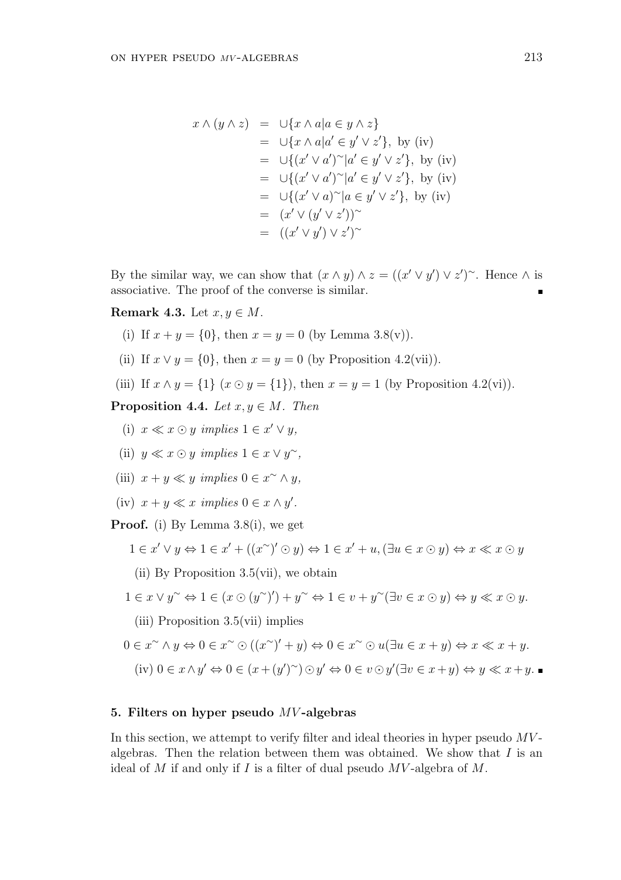$$
\begin{aligned}
x \wedge (y \wedge z) &= \cup\{x \wedge a | a \in y \wedge z\} \\
&= \cup\{x \wedge a | a' \in y' \vee z'\}, \text{ by (iv)} \\
&= \cup\{(x' \vee a')^{\sim} | a' \in y' \vee z'\}, \text{ by (iv)} \\
&= \cup\{(x' \vee a')^{\sim} | a' \in y' \vee z'\}, \text{ by (iv)} \\
&= \cup\{(x' \vee a)^{\sim} | a \in y' \vee z'\}, \text{ by (iv)} \\
&= (x' \vee (y' \vee z'))^{\sim} \\
&= ((x' \vee y') \vee z')^{\sim}
\end{aligned}
$$

By the similar way, we can show that $(x \wedge y) \wedge z = ((x' \vee y') \vee z')^{\sim}$. Hence $\wedge$ is associative. The proof of the converse is similar. ∎

**Remark 4.3.** Let $x, y \in M$.

(i) If $x + y = \{0\}$, then $x = y = 0$ (by Lemma 3.8(v)).

(ii) If $x \vee y = \{0\}$, then $x = y = 0$ (by Proposition 4.2(vii)).

(iii) If $x \wedge y = \{1\}$ ($x \odot y = \{1\}$), then $x = y = 1$ (by Proposition 4.2(vi)).

**Proposition 4.4.** *Let $x, y \in M$. Then*

(i) *$x \ll x \odot y$ implies $1 \in x' \vee y$,*

(ii) *$y \ll x \odot y$ implies $1 \in x \vee y^{\sim}$,*

(iii) *$x + y \ll y$ implies $0 \in x^{\sim} \wedge y$,*

(iv) *$x + y \ll x$ implies $0 \in x \wedge y'$.*

**Proof.** (i) By Lemma 3.8(i), we get

$$1 \in x' \vee y \Leftrightarrow 1 \in x' + ((x^{\sim})' \odot y) \Leftrightarrow 1 \in x' + u, (\exists u \in x \odot y) \Leftrightarrow x \ll x \odot y$$

(ii) By Proposition 3.5(vii), we obtain

$$1 \in x \vee y^{\sim} \Leftrightarrow 1 \in (x \odot (y^{\sim})') + y^{\sim} \Leftrightarrow 1 \in v + y^{\sim} (\exists v \in x \odot y) \Leftrightarrow y \ll x \odot y.$$

(iii) Proposition 3.5(vii) implies

$$0 \in x^{\sim} \wedge y \Leftrightarrow 0 \in x^{\sim} \odot ((x^{\sim})' + y) \Leftrightarrow 0 \in x^{\sim} \odot u (\exists u \in x + y) \Leftrightarrow x \ll x + y.$$

(iv) $0 \in x \wedge y' \Leftrightarrow 0 \in (x + (y')^{\sim}) \odot y' \Leftrightarrow 0 \in v \odot y' (\exists v \in x + y) \Leftrightarrow y \ll x + y.$ ∎

## 5. Filters on hyper pseudo $MV$-algebras

In this section, we attempt to verify filter and ideal theories in hyper pseudo $MV$-algebras. Then the relation between them was obtained. We show that $I$ is an ideal of $M$ if and only if $I$ is a filter of dual pseudo $MV$-algebra of $M$.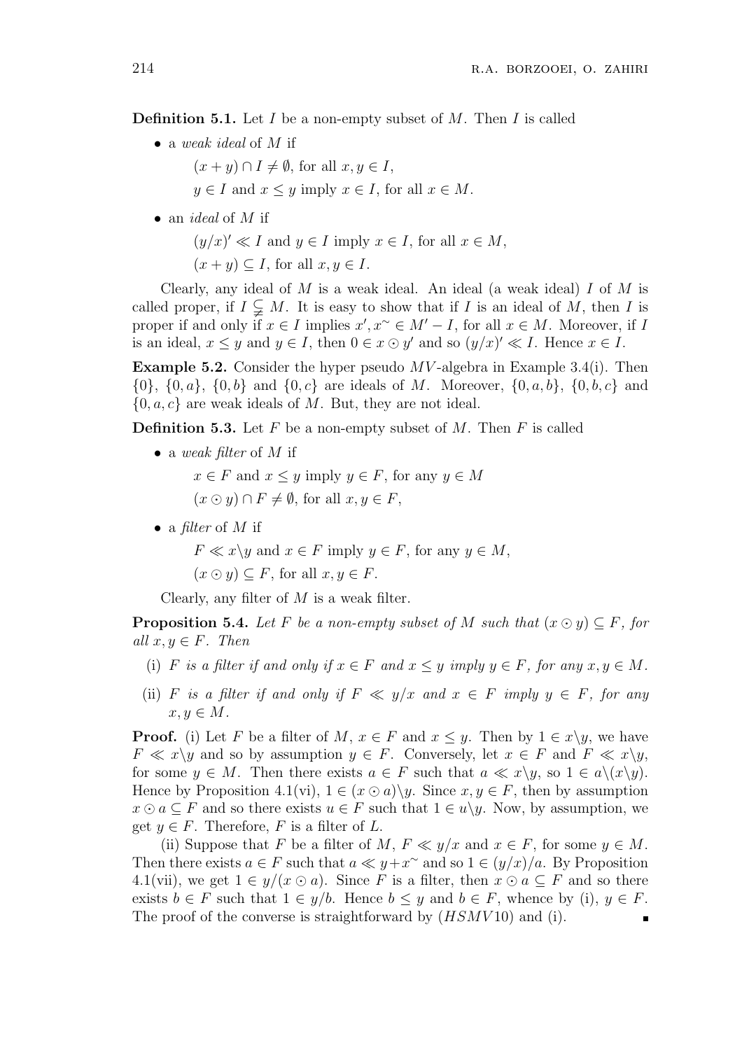**Definition 5.1.** Let $I$ be a non-empty subset of $M$. Then $I$ is called

- a *weak ideal* of $M$ if

  $(x + y) \cap I \neq \emptyset$, for all $x, y \in I$,

  $y \in I$ and $x \leq y$ imply $x \in I$, for all $x \in M$.

- an *ideal* of $M$ if

  $(y/x)' \ll I$ and $y \in I$ imply $x \in I$, for all $x \in M$,

  $(x + y) \subseteq I$, for all $x, y \in I$.

Clearly, any ideal of $M$ is a weak ideal. An ideal (a weak ideal) $I$ of $M$ is called proper, if $I \subsetneqq M$. It is easy to show that if $I$ is an ideal of $M$, then $I$ is proper if and only if $x \in I$ implies $x', x^{\sim} \in M' - I$, for all $x \in M$. Moreover, if $I$ is an ideal, $x \leq y$ and $y \in I$, then $0 \in x \odot y'$ and so $(y/x)' \ll I$. Hence $x \in I$.

**Example 5.2.** Consider the hyper pseudo $MV$-algebra in Example 3.4(i). Then $\{0\}$, $\{0, a\}$, $\{0, b\}$ and $\{0, c\}$ are ideals of $M$. Moreover, $\{0, a, b\}$, $\{0, b, c\}$ and $\{0, a, c\}$ are weak ideals of $M$. But, they are not ideal.

**Definition 5.3.** Let $F$ be a non-empty subset of $M$. Then $F$ is called

- a *weak filter* of $M$ if

  $x \in F$ and $x \leq y$ imply $y \in F$, for any $y \in M$

  $(x \odot y) \cap F \neq \emptyset$, for all $x, y \in F$,

- a *filter* of $M$ if

  $F \ll x\backslash y$ and $x \in F$ imply $y \in F$, for any $y \in M$,

  $(x \odot y) \subseteq F$, for all $x, y \in F$.

Clearly, any filter of $M$ is a weak filter.

**Proposition 5.4.** *Let $F$ be a non-empty subset of $M$ such that $(x \odot y) \subseteq F$, for all $x, y \in F$. Then*

(i) *$F$ is a filter if and only if $x \in F$ and $x \leq y$ imply $y \in F$, for any $x, y \in M$.*

(ii) *$F$ is a filter if and only if $F \ll y/x$ and $x \in F$ imply $y \in F$, for any $x, y \in M$.*

**Proof.** (i) Let $F$ be a filter of $M$, $x \in F$ and $x \leq y$. Then by $1 \in x\backslash y$, we have $F \ll x\backslash y$ and so by assumption $y \in F$. Conversely, let $x \in F$ and $F \ll x\backslash y$, for some $y \in M$. Then there exists $a \in F$ such that $a \ll x\backslash y$, so $1 \in a\backslash(x\backslash y)$. Hence by Proposition 4.1(vi), $1 \in (x \odot a)\backslash y$. Since $x, y \in F$, then by assumption $x \odot a \subseteq F$ and so there exists $u \in F$ such that $1 \in u\backslash y$. Now, by assumption, we get $y \in F$. Therefore, $F$ is a filter of $L$.

(ii) Suppose that $F$ be a filter of $M$, $F \ll y/x$ and $x \in F$, for some $y \in M$. Then there exists $a \in F$ such that $a \ll y + x^{\sim}$ and so $1 \in (y/x)/a$. By Proposition 4.1(vii), we get $1 \in y/(x \odot a)$. Since $F$ is a filter, then $x \odot a \subseteq F$ and so there exists $b \in F$ such that $1 \in y/b$. Hence $b \leq y$ and $b \in F$, whence by (i), $y \in F$. The proof of the converse is straightforward by $(HSMV10)$ and (i). ∎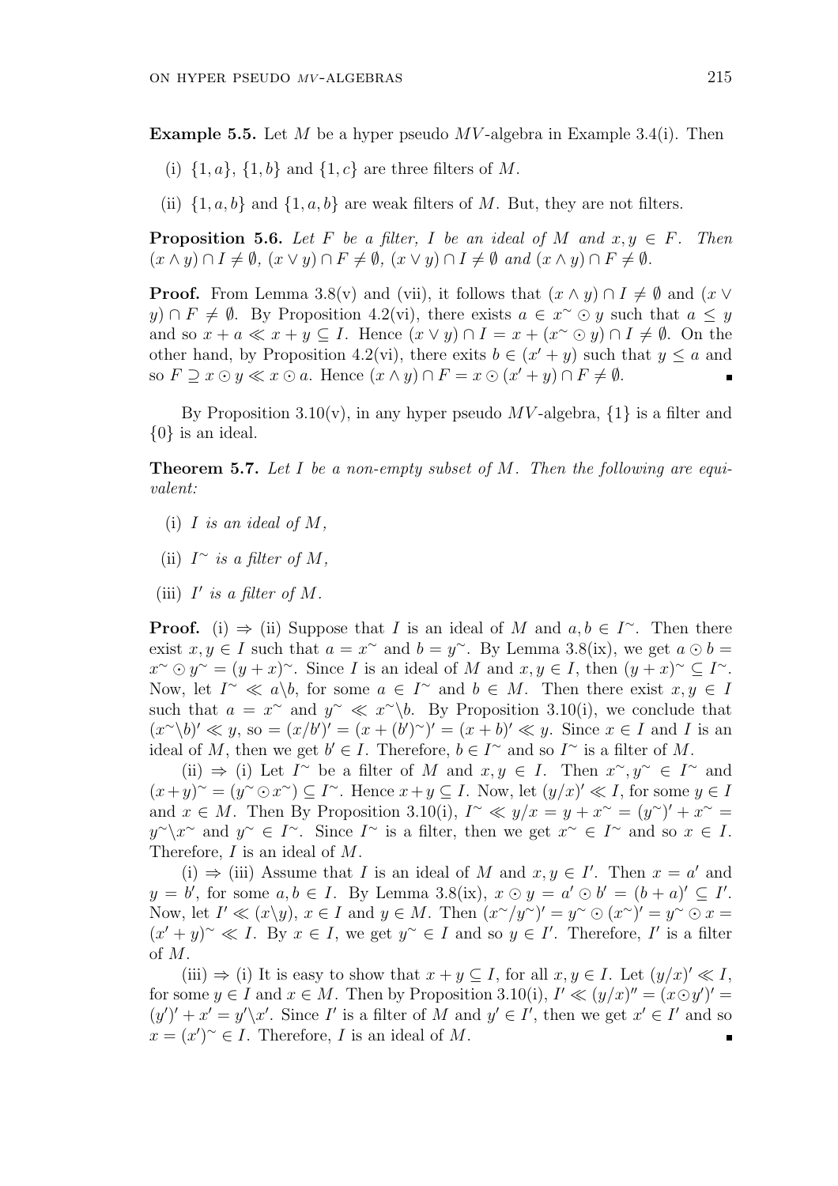**Example 5.5.** Let $M$ be a hyper pseudo $MV$-algebra in Example 3.4(i). Then

(i) $\{1, a\}$, $\{1, b\}$ and $\{1, c\}$ are three filters of $M$.

(ii) $\{1, a, b\}$ and $\{1, a, b\}$ are weak filters of $M$. But, they are not filters.

**Proposition 5.6.** *Let $F$ be a filter, $I$ be an ideal of $M$ and $x, y \in F$. Then $(x \wedge y) \cap I \neq \emptyset$, $(x \vee y) \cap F \neq \emptyset$, $(x \vee y) \cap I \neq \emptyset$ and $(x \wedge y) \cap F \neq \emptyset$.*

**Proof.** From Lemma 3.8(v) and (vii), it follows that $(x \wedge y) \cap I \neq \emptyset$ and $(x \vee y) \cap F \neq \emptyset$. By Proposition 4.2(vi), there exists $a \in x^{\sim} \odot y$ such that $a \leq y$ and so $x + a \ll x + y \subseteq I$. Hence $(x \vee y) \cap I = x + (x^{\sim} \odot y) \cap I \neq \emptyset$. On the other hand, by Proposition 4.2(vi), there exits $b \in (x' + y)$ such that $y \leq a$ and so $F \supseteq x \odot y \ll x \odot a$. Hence $(x \wedge y) \cap F = x \odot (x' + y) \cap F \neq \emptyset$. ∎

By Proposition 3.10(v), in any hyper pseudo $MV$-algebra, $\{1\}$ is a filter and $\{0\}$ is an ideal.

**Theorem 5.7.** *Let $I$ be a non-empty subset of $M$. Then the following are equivalent:*

(i) *$I$ is an ideal of $M$,*

(ii) *$I^{\sim}$ is a filter of $M$,*

(iii) *$I'$ is a filter of $M$.*

**Proof.** (i) $\Rightarrow$ (ii) Suppose that $I$ is an ideal of $M$ and $a, b \in I^{\sim}$. Then there exist $x, y \in I$ such that $a = x^{\sim}$ and $b = y^{\sim}$. By Lemma 3.8(ix), we get $a \odot b = x^{\sim} \odot y^{\sim} = (y + x)^{\sim}$. Since $I$ is an ideal of $M$ and $x, y \in I$, then $(y + x)^{\sim} \subseteq I^{\sim}$. Now, let $I^{\sim} \ll a \backslash b$, for some $a \in I^{\sim}$ and $b \in M$. Then there exist $x, y \in I$ such that $a = x^{\sim}$ and $y^{\sim} \ll x^{\sim} \backslash b$. By Proposition 3.10(i), we conclude that $(x^{\sim} \backslash b)' \ll y$, so $= (x/b')' = (x + (b')^{\sim})' = (x + b)' \ll y$. Since $x \in I$ and $I$ is an ideal of $M$, then we get $b' \in I$. Therefore, $b \in I^{\sim}$ and so $I^{\sim}$ is a filter of $M$.

(ii) $\Rightarrow$ (i) Let $I^{\sim}$ be a filter of $M$ and $x, y \in I$. Then $x^{\sim}, y^{\sim} \in I^{\sim}$ and $(x + y)^{\sim} = (y^{\sim} \odot x^{\sim}) \subseteq I^{\sim}$. Hence $x + y \subseteq I$. Now, let $(y/x)' \ll I$, for some $y \in I$ and $x \in M$. Then By Proposition 3.10(i), $I^{\sim} \ll y/x = y + x^{\sim} = (y^{\sim})' + x^{\sim} = y^{\sim} \backslash x^{\sim}$ and $y^{\sim} \in I^{\sim}$. Since $I^{\sim}$ is a filter, then we get $x^{\sim} \in I^{\sim}$ and so $x \in I$. Therefore, $I$ is an ideal of $M$.

(i) $\Rightarrow$ (iii) Assume that $I$ is an ideal of $M$ and $x, y \in I'$. Then $x = a'$ and $y = b'$, for some $a, b \in I$. By Lemma 3.8(ix), $x \odot y = a' \odot b' = (b + a)' \subseteq I'$. Now, let $I' \ll (x \backslash y)$, $x \in I$ and $y \in M$. Then $(x^{\sim}/y^{\sim})' = y^{\sim} \odot (x^{\sim})' = y^{\sim} \odot x = (x' + y)^{\sim} \ll I$. By $x \in I$, we get $y^{\sim} \in I$ and so $y \in I'$. Therefore, $I'$ is a filter of $M$.

(iii) $\Rightarrow$ (i) It is easy to show that $x + y \subseteq I$, for all $x, y \in I$. Let $(y/x)' \ll I$, for some $y \in I$ and $x \in M$. Then by Proposition 3.10(i), $I' \ll (y/x)'' = (x \odot y')' = (y')' + x' = y' \backslash x'$. Since $I'$ is a filter of $M$ and $y' \in I'$, then we get $x' \in I'$ and so $x = (x')^{\sim} \in I$. Therefore, $I$ is an ideal of $M$. ∎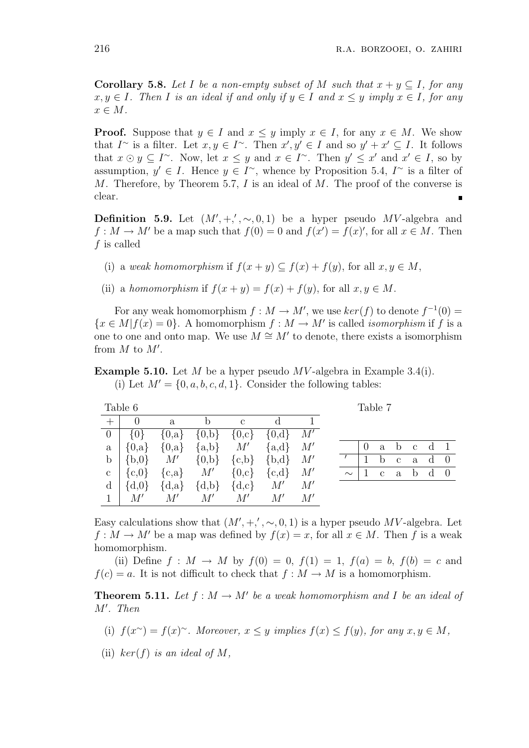**Corollary 5.8.** *Let $I$ be a non-empty subset of $M$ such that $x + y \subseteq I$, for any $x, y \in I$. Then $I$ is an ideal if and only if $y \in I$ and $x \leq y$ imply $x \in I$, for any $x \in M$.*

**Proof.** Suppose that $y \in I$ and $x \leq y$ imply $x \in I$, for any $x \in M$. We show that $I^{\sim}$ is a filter. Let $x, y \in I^{\sim}$. Then $x', y' \in I$ and so $y' + x' \subseteq I$. It follows that $x \odot y \subseteq I^{\sim}$. Now, let $x \leq y$ and $x \in I^{\sim}$. Then $y' \leq x'$ and $x' \in I$, so by assumption, $y' \in I$. Hence $y \in I^{\sim}$, whence by Proposition 5.4, $I^{\sim}$ is a filter of $M$. Therefore, by Theorem 5.7, $I$ is an ideal of $M$. The proof of the converse is clear. ∎

**Definition 5.9.** Let $(M', +, ', \sim, 0, 1)$ be a hyper pseudo $MV$-algebra and $f : M \to M'$ be a map such that $f(0) = 0$ and $f(x') = f(x)'$, for all $x \in M$. Then $f$ is called

(i) a *weak homomorphism* if $f(x + y) \subseteq f(x) + f(y)$, for all $x, y \in M$,

(ii) a *homomorphism* if $f(x + y) = f(x) + f(y)$, for all $x, y \in M$.

For any weak homomorphism $f : M \to M'$, we use $ker(f)$ to denote $f^{-1}(0) = \{x \in M | f(x) = 0\}$. A homomorphism $f : M \to M'$ is called *isomorphism* if $f$ is a one to one and onto map. We use $M \cong M'$ to denote, there exists a isomorphism from $M$ to $M'$.

**Example 5.10.** Let $M$ be a hyper pseudo $MV$-algebra in Example 3.4(i).

(i) Let $M' = \{0, a, b, c, d, 1\}$. Consider the following tables:

Table 6

| $+$ | 0 | a | b | c | d | 1 |
|---|---|---|---|---|---|---|
| 0 | {0} | {0,a} | {0,b} | {0,c} | {0,d} | $M'$ |
| a | {0,a} | {0,a} | {a,b} | $M'$ | {a,d} | $M'$ |
| b | {b,0} | $M'$ | {0,b} | {c,b} | {b,d} | $M'$ |
| c | {c,0} | {c,a} | $M'$ | {0,c} | {c,d} | $M'$ |
| d | {d,0} | {d,a} | {d,b} | {d,c} | $M'$ | $M'$ |
| 1 | $M'$ | $M'$ | $M'$ | $M'$ | $M'$ | $M'$ |

Table 7

| | 0 | a | b | c | d | 1 |
|---|---|---|---|---|---|---|
| $'$ | 1 | b | c | a | d | 0 |
| $\sim$ | 1 | c | a | b | d | 0 |

Easy calculations show that $(M', +, ', \sim, 0, 1)$ is a hyper pseudo $MV$-algebra. Let $f : M \to M'$ be a map was defined by $f(x) = x$, for all $x \in M$. Then $f$ is a weak homomorphism.

(ii) Define $f : M \to M$ by $f(0) = 0$, $f(1) = 1$, $f(a) = b$, $f(b) = c$ and $f(c) = a$. It is not difficult to check that $f : M \to M$ is a homomorphism.

**Theorem 5.11.** *Let $f : M \to M'$ be a weak homomorphism and $I$ be an ideal of $M'$. Then*

(i) *$f(x^{\sim}) = f(x)^{\sim}$. Moreover, $x \leq y$ implies $f(x) \leq f(y)$, for any $x, y \in M$,*

(ii) *$ker(f)$ is an ideal of $M$,*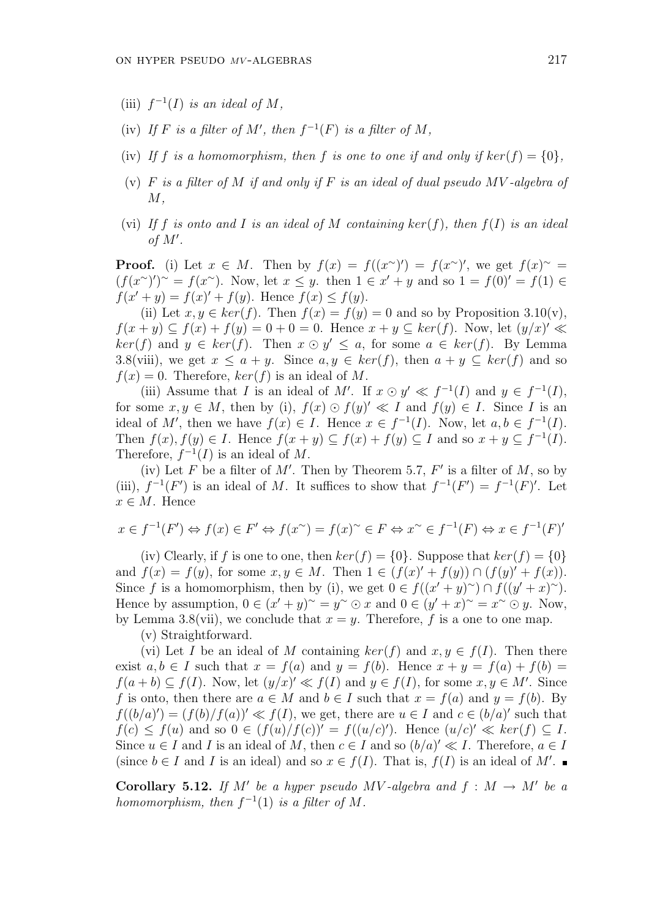(iii) *$f^{-1}(I)$ is an ideal of $M$,*

(iv) *If $F$ is a filter of $M'$, then $f^{-1}(F)$ is a filter of $M$,*

(iv) *If $f$ is a homomorphism, then $f$ is one to one if and only if $ker(f) = \{0\}$,*

(v) *$F$ is a filter of $M$ if and only if $F$ is an ideal of dual pseudo $MV$-algebra of $M$,*

(vi) *If $f$ is onto and $I$ is an ideal of $M$ containing $ker(f)$, then $f(I)$ is an ideal of $M'$.*

**Proof.** (i) Let $x \in M$. Then by $f(x) = f((x^{\sim})') = f(x^{\sim})'$, we get $f(x)^{\sim} = (f(x^{\sim})')^{\sim} = f(x^{\sim})$. Now, let $x \leq y$. then $1 \in x' + y$ and so $1 = f(0)' = f(1) \in f(x' + y) = f(x)' + f(y)$. Hence $f(x) \leq f(y)$.

(ii) Let $x, y \in ker(f)$. Then $f(x) = f(y) = 0$ and so by Proposition 3.10(v), $f(x + y) \subseteq f(x) + f(y) = 0 + 0 = 0$. Hence $x + y \subseteq ker(f)$. Now, let $(y/x)' \ll ker(f)$ and $y \in ker(f)$. Then $x \odot y' \leq a$, for some $a \in ker(f)$. By Lemma 3.8(viii), we get $x \leq a + y$. Since $a, y \in ker(f)$, then $a + y \subseteq ker(f)$ and so $f(x) = 0$. Therefore, $ker(f)$ is an ideal of $M$.

(iii) Assume that $I$ is an ideal of $M'$. If $x \odot y' \ll f^{-1}(I)$ and $y \in f^{-1}(I)$, for some $x, y \in M$, then by (i), $f(x) \odot f(y)' \ll I$ and $f(y) \in I$. Since $I$ is an ideal of $M'$, then we have $f(x) \in I$. Hence $x \in f^{-1}(I)$. Now, let $a, b \in f^{-1}(I)$. Then $f(x), f(y) \in I$. Hence $f(x + y) \subseteq f(x) + f(y) \subseteq I$ and so $x + y \subseteq f^{-1}(I)$. Therefore, $f^{-1}(I)$ is an ideal of $M$.

(iv) Let $F$ be a filter of $M'$. Then by Theorem 5.7, $F'$ is a filter of $M$, so by (iii), $f^{-1}(F')$ is an ideal of $M$. It suffices to show that $f^{-1}(F') = f^{-1}(F)'$. Let $x \in M$. Hence

$$x \in f^{-1}(F') \Leftrightarrow f(x) \in F' \Leftrightarrow f(x^{\sim}) = f(x)^{\sim} \in F \Leftrightarrow x^{\sim} \in f^{-1}(F) \Leftrightarrow x \in f^{-1}(F)'$$

(iv) Clearly, if $f$ is one to one, then $ker(f) = \{0\}$. Suppose that $ker(f) = \{0\}$ and $f(x) = f(y)$, for some $x, y \in M$. Then $1 \in (f(x)' + f(y)) \cap (f(y)' + f(x))$. Since $f$ is a homomorphism, then by (i), we get $0 \in f((x' + y)^{\sim}) \cap f((y' + x)^{\sim})$. Hence by assumption, $0 \in (x' + y)^{\sim} = y^{\sim} \odot x$ and $0 \in (y' + x)^{\sim} = x^{\sim} \odot y$. Now, by Lemma 3.8(vii), we conclude that $x = y$. Therefore, $f$ is a one to one map.

(v) Straightforward.

(vi) Let $I$ be an ideal of $M$ containing $ker(f)$ and $x, y \in f(I)$. Then there exist $a, b \in I$ such that $x = f(a)$ and $y = f(b)$. Hence $x + y = f(a) + f(b) = f(a + b) \subseteq f(I)$. Now, let $(y/x)' \ll f(I)$ and $y \in f(I)$, for some $x, y \in M'$. Since $f$ is onto, then there are $a \in M$ and $b \in I$ such that $x = f(a)$ and $y = f(b)$. By $f((b/a)') = (f(b)/f(a))' \ll f(I)$, we get, there are $u \in I$ and $c \in (b/a)'$ such that $f(c) \leq f(u)$ and so $0 \in (f(u)/f(c))' = f((u/c)')$. Hence $(u/c)' \ll ker(f) \subseteq I$. Since $u \in I$ and $I$ is an ideal of $M$, then $c \in I$ and so $(b/a)' \ll I$. Therefore, $a \in I$ (since $b \in I$ and $I$ is an ideal) and so $x \in f(I)$. That is, $f(I)$ is an ideal of $M'$. ∎

**Corollary 5.12.** *If $M'$ be a hyper pseudo $MV$-algebra and $f : M \to M'$ be a homomorphism, then $f^{-1}(1)$ is a filter of $M$.*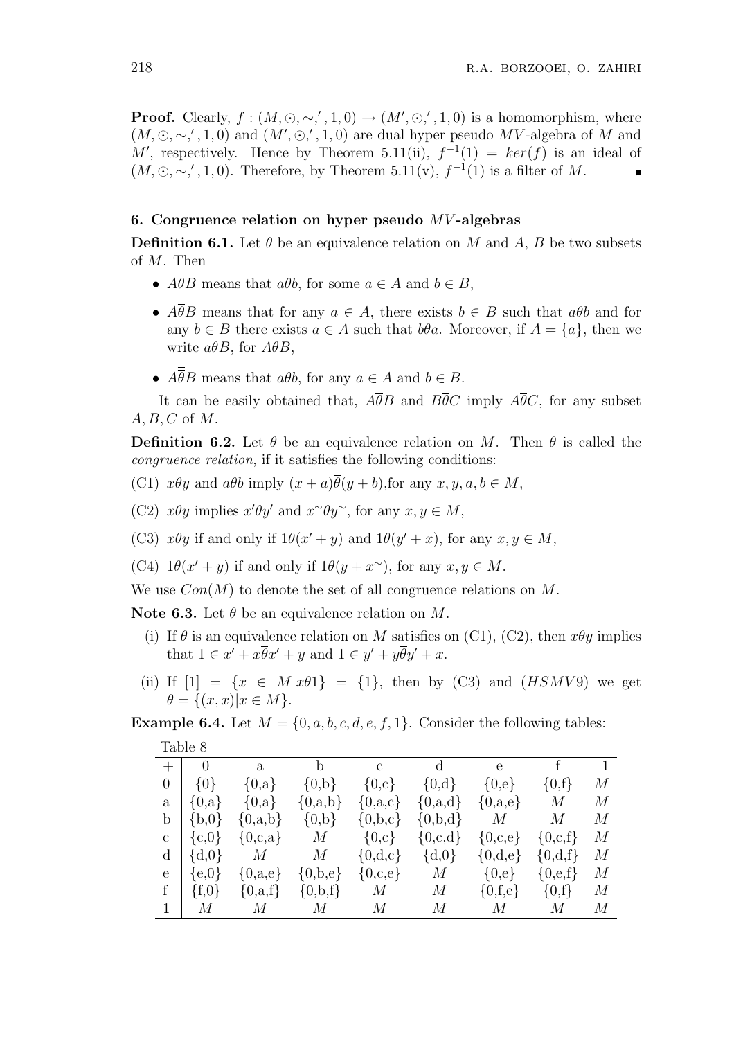**Proof.** Clearly, $f : (M, \odot, \sim, ', 1, 0) \to (M', \odot, ', 1, 0)$ is a homomorphism, where $(M, \odot, \sim, ', 1, 0)$ and $(M', \odot, ', 1, 0)$ are dual hyper pseudo $MV$-algebra of $M$ and $M'$, respectively. Hence by Theorem 5.11(ii), $f^{-1}(1) = ker(f)$ is an ideal of $(M, \odot, \sim, ', 1, 0)$. Therefore, by Theorem 5.11(v), $f^{-1}(1)$ is a filter of $M$. ∎

## 6. Congruence relation on hyper pseudo $MV$-algebras

**Definition 6.1.** Let $\theta$ be an equivalence relation on $M$ and $A$, $B$ be two subsets of $M$. Then

- $A\theta B$ means that $a\theta b$, for some $a \in A$ and $b \in B$,
- $A\overline{\theta}B$ means that for any $a \in A$, there exists $b \in B$ such that $a\theta b$ and for any $b \in B$ there exists $a \in A$ such that $b\theta a$. Moreover, if $A = \{a\}$, then we write $a\theta B$, for $A\theta B$,
- $A\overline{\overline{\theta}}B$ means that $a\theta b$, for any $a \in A$ and $b \in B$.

It can be easily obtained that, $A\overline{\theta}B$ and $B\overline{\theta}C$ imply $A\overline{\theta}C$, for any subset $A, B, C$ of $M$.

**Definition 6.2.** Let $\theta$ be an equivalence relation on $M$. Then $\theta$ is called the *congruence relation*, if it satisfies the following conditions:

(C1) $x\theta y$ and $a\theta b$ imply $(x + a)\overline{\theta}(y + b)$,for any $x, y, a, b \in M$,

(C2) $x\theta y$ implies $x'\theta y'$ and $x^{\sim}\theta y^{\sim}$, for any $x, y \in M$,

(C3) $x\theta y$ if and only if $1\theta(x' + y)$ and $1\theta(y' + x)$, for any $x, y \in M$,

(C4) $1\theta(x' + y)$ if and only if $1\theta(y + x^{\sim})$, for any $x, y \in M$.

We use $Con(M)$ to denote the set of all congruence relations on $M$.

**Note 6.3.** Let $\theta$ be an equivalence relation on $M$.

(i) If $\theta$ is an equivalence relation on $M$ satisfies on (C1), (C2), then $x\theta y$ implies that $1 \in x' + x\overline{\theta}x' + y$ and $1 \in y' + y\overline{\theta}y' + x$.

(ii) If $[1] = \{x \in M | x\theta 1\} = \{1\}$, then by (C3) and $(HSMV9)$ we get $\theta = \{(x, x) | x \in M\}$.

**Example 6.4.** Let $M = \{0, a, b, c, d, e, f, 1\}$. Consider the following tables:

Table 8

| + | 0 | a | b | c | d | e | f | 1 |
|---|---|---|---|---|---|---|---|---|
| 0 | {0} | {0,a} | {0,b} | {0,c} | {0,d} | {0,e} | {0,f} | $M$ |
| a | {0,a} | {0,a} | {0,a,b} | {0,a,c} | {0,a,d} | {0,a,e} | $M$ | $M$ |
| b | {b,0} | {0,a,b} | {0,b} | {0,b,c} | {0,b,d} | $M$ | $M$ | $M$ |
| c | {c,0} | {0,c,a} | $M$ | {0,c} | {0,c,d} | {0,c,e} | {0,c,f} | $M$ |
| d | {d,0} | $M$ | $M$ | {0,d,c} | {d,0} | {0,d,e} | {0,d,f} | $M$ |
| e | {e,0} | {0,a,e} | {0,b,e} | {0,c,e} | $M$ | {0,e} | {0,e,f} | $M$ |
| f | {f,0} | {0,a,f} | {0,b,f} | $M$ | $M$ | {0,f,e} | {0,f} | $M$ |
| 1 | $M$ | $M$ | $M$ | $M$ | $M$ | $M$ | $M$ | $M$ |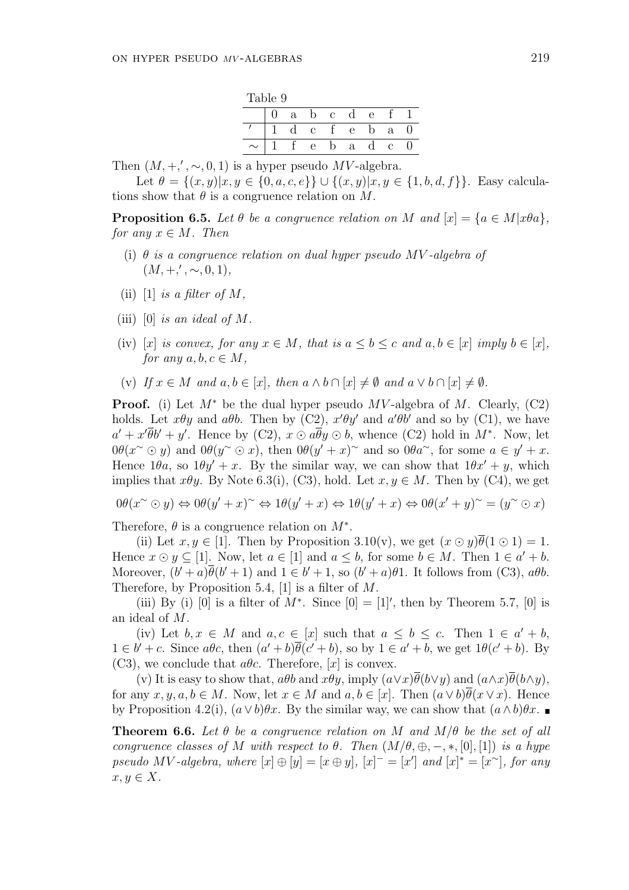Table 9

| | 0 | a | b | c | d | e | f | 1 |
|---|---|---|---|---|---|---|---|---|
| $'$ | 1 | d | c | f | e | b | a | 0 |
| $\sim$ | 1 | f | e | b | a | d | c | 0 |

Then $(M,+,',\sim,0,1)$ is a hyper pseudo $MV$-algebra.

Let $\theta=\{(x,y)|x,y\in\{0,a,c,e\}\}\cup\{(x,y)|x,y\in\{1,b,d,f\}\}$. Easy calculations show that $\theta$ is a congruence relation on $M$.

**Proposition 6.5.** *Let $\theta$ be a congruence relation on $M$ and $[x]=\{a\in M|x\theta a\}$, for any $x\in M$. Then*

- (i) *$\theta$ is a congruence relation on dual hyper pseudo $MV$-algebra of $(M,+,',\sim,0,1)$,*
- (ii) *$[1]$ is a filter of $M$,*
- (iii) *$[0]$ is an ideal of $M$.*
- (iv) *$[x]$ is convex, for any $x\in M$, that is $a\leq b\leq c$ and $a,b\in[x]$ imply $b\in[x]$, for any $a,b,c\in M$,*
- (v) *If $x\in M$ and $a,b\in[x]$, then $a\wedge b\cap[x]\neq\emptyset$ and $a\vee b\cap[x]\neq\emptyset$.*

**Proof.** (i) Let $M^*$ be the dual hyper pseudo $MV$-algebra of $M$. Clearly, (C2) holds. Let $x\theta y$ and $a\theta b$. Then by (C2), $x'\theta y'$ and $a'\theta b'$ and so by (C1), we have $a'+x'\overline{\theta}b'+y'$. Hence by (C2), $x\odot a\overline{\theta}y\odot b$, whence (C2) hold in $M^*$. Now, let $0\theta(x^\sim\odot y)$ and $0\theta(y^\sim\odot x)$, then $0\theta(y'+x)^\sim$ and so $0\theta a^\sim$, for some $a\in y'+x$. Hence $1\theta a$, so $1\theta y'+x$. By the similar way, we can show that $1\theta x'+y$, which implies that $x\theta y$. By Note 6.3(i), (C3), hold. Let $x,y\in M$. Then by (C4), we get

$$0\theta(x^\sim\odot y)\Leftrightarrow 0\theta(y'+x)^\sim\Leftrightarrow 1\theta(y'+x)\Leftrightarrow 1\theta(y'+x)\Leftrightarrow 0\theta(x'+y)^\sim=(y^\sim\odot x)$$

Therefore, $\theta$ is a congruence relation on $M^*$.

(ii) Let $x,y\in[1]$. Then by Proposition 3.10(v), we get $(x\odot y)\overline{\theta}(1\odot 1)=1$. Hence $x\odot y\subseteq[1]$. Now, let $a\in[1]$ and $a\leq b$, for some $b\in M$. Then $1\in a'+b$. Moreover, $(b'+a)\overline{\theta}(b'+1)$ and $1\in b'+1$, so $(b'+a)\theta 1$. It follows from (C3), $a\theta b$. Therefore, by Proposition 5.4, $[1]$ is a filter of $M$.

(iii) By (i) $[0]$ is a filter of $M^*$. Since $[0]=[1]'$, then by Theorem 5.7, $[0]$ is an ideal of $M$.

(iv) Let $b,x\in M$ and $a,c\in[x]$ such that $a\leq b\leq c$. Then $1\in a'+b$, $1\in b'+c$. Since $a\theta c$, then $(a'+b)\overline{\theta}(c'+b)$, so by $1\in a'+b$, we get $1\theta(c'+b)$. By (C3), we conclude that $a\theta c$. Therefore, $[x]$ is convex.

(v) It is easy to show that, $a\theta b$ and $x\theta y$, imply $(a\vee x)\overline{\theta}(b\vee y)$ and $(a\wedge x)\overline{\theta}(b\wedge y)$, for any $x,y,a,b\in M$. Now, let $x\in M$ and $a,b\in[x]$. Then $(a\vee b)\overline{\theta}(x\vee x)$. Hence by Proposition 4.2(i), $(a\vee b)\theta x$. By the similar way, we can show that $(a\wedge b)\theta x$. ∎

**Theorem 6.6.** *Let $\theta$ be a congruence relation on $M$ and $M/\theta$ be the set of all congruence classes of $M$ with respect to $\theta$. Then $(M/\theta,\oplus,-,*,[0],[1])$ is a hype pseudo $MV$-algebra, where $[x]\oplus[y]=[x\oplus y]$, $[x]^-=[x']$ and $[x]^*=[x^\sim]$, for any $x,y\in X$.*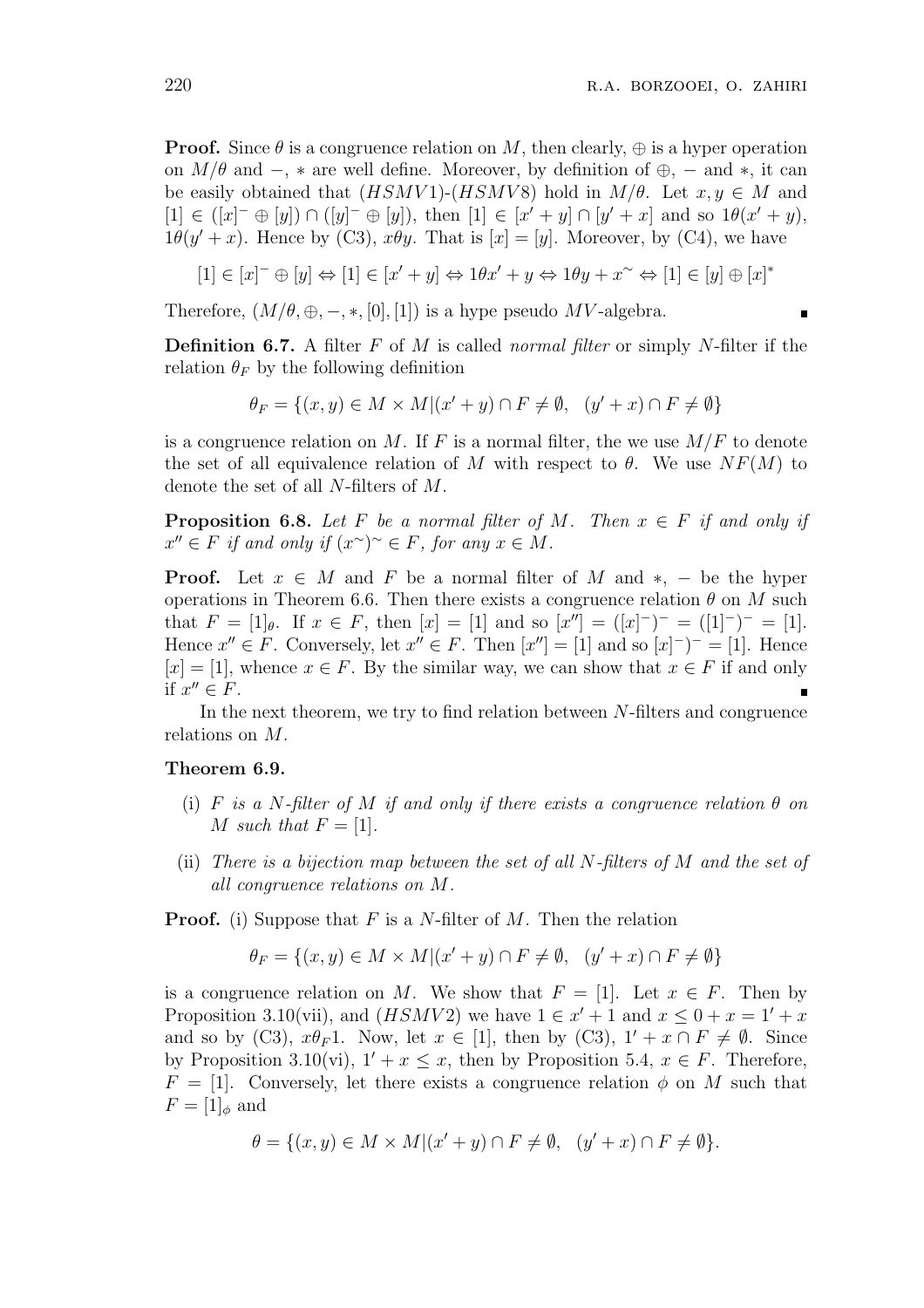**Proof.** Since $\theta$ is a congruence relation on $M$, then clearly, $\oplus$ is a hyper operation on $M/\theta$ and $-$, $*$ are well define. Moreover, by definition of $\oplus$, $-$ and $*$, it can be easily obtained that $(HSMV1)$-$(HSMV8)$ hold in $M/\theta$. Let $x, y \in M$ and $[1] \in ([x]^- \oplus [y]) \cap ([y]^- \oplus [y])$, then $[1] \in [x' + y] \cap [y' + x]$ and so $1\theta(x' + y)$, $1\theta(y' + x)$. Hence by (C3), $x\theta y$. That is $[x] = [y]$. Moreover, by (C4), we have

$$[1] \in [x]^- \oplus [y] \Leftrightarrow [1] \in [x' + y] \Leftrightarrow 1\theta x' + y \Leftrightarrow 1\theta y + x^{\sim} \Leftrightarrow [1] \in [y] \oplus [x]^*$$

Therefore, $(M/\theta, \oplus, -, *, [0], [1])$ is a hype pseudo $MV$-algebra. ∎

**Definition 6.7.** A filter $F$ of $M$ is called *normal filter* or simply $N$-filter if the relation $\theta_F$ by the following definition

$$\theta_F = \{(x, y) \in M \times M | (x' + y) \cap F \neq \emptyset, \ \ (y' + x) \cap F \neq \emptyset\}$$

is a congruence relation on $M$. If $F$ is a normal filter, the we use $M/F$ to denote the set of all equivalence relation of $M$ with respect to $\theta$. We use $NF(M)$ to denote the set of all $N$-filters of $M$.

**Proposition 6.8.** *Let $F$ be a normal filter of $M$. Then $x \in F$ if and only if $x'' \in F$ if and only if $(x^{\sim})^{\sim} \in F$, for any $x \in M$.*

**Proof.** Let $x \in M$ and $F$ be a normal filter of $M$ and $*$, $-$ be the hyper operations in Theorem 6.6. Then there exists a congruence relation $\theta$ on $M$ such that $F = [1]_\theta$. If $x \in F$, then $[x] = [1]$ and so $[x''] = ([x]^-)^- = ([1]^-)^- = [1]$. Hence $x'' \in F$. Conversely, let $x'' \in F$. Then $[x''] = [1]$ and so $[x]^-)^- = [1]$. Hence $[x] = [1]$, whence $x \in F$. By the similar way, we can show that $x \in F$ if and only if $x'' \in F$. ∎

In the next theorem, we try to find relation between $N$-filters and congruence relations on $M$.

**Theorem 6.9.**

(i) *$F$ is a $N$-filter of $M$ if and only if there exists a congruence relation $\theta$ on $M$ such that $F = [1]$.*

(ii) *There is a bijection map between the set of all $N$-filters of $M$ and the set of all congruence relations on $M$.*

**Proof.** (i) Suppose that $F$ is a $N$-filter of $M$. Then the relation

$$\theta_F = \{(x, y) \in M \times M | (x' + y) \cap F \neq \emptyset, \ \ (y' + x) \cap F \neq \emptyset\}$$

is a congruence relation on $M$. We show that $F = [1]$. Let $x \in F$. Then by Proposition 3.10(vii), and $(HSMV2)$ we have $1 \in x' + 1$ and $x \leq 0 + x = 1' + x$ and so by (C3), $x\theta_F 1$. Now, let $x \in [1]$, then by (C3), $1' + x \cap F \neq \emptyset$. Since by Proposition 3.10(vi), $1' + x \leq x$, then by Proposition 5.4, $x \in F$. Therefore, $F = [1]$. Conversely, let there exists a congruence relation $\phi$ on $M$ such that $F = [1]_\phi$ and

$$\theta = \{(x, y) \in M \times M | (x' + y) \cap F \neq \emptyset, \ \ (y' + x) \cap F \neq \emptyset\}.$$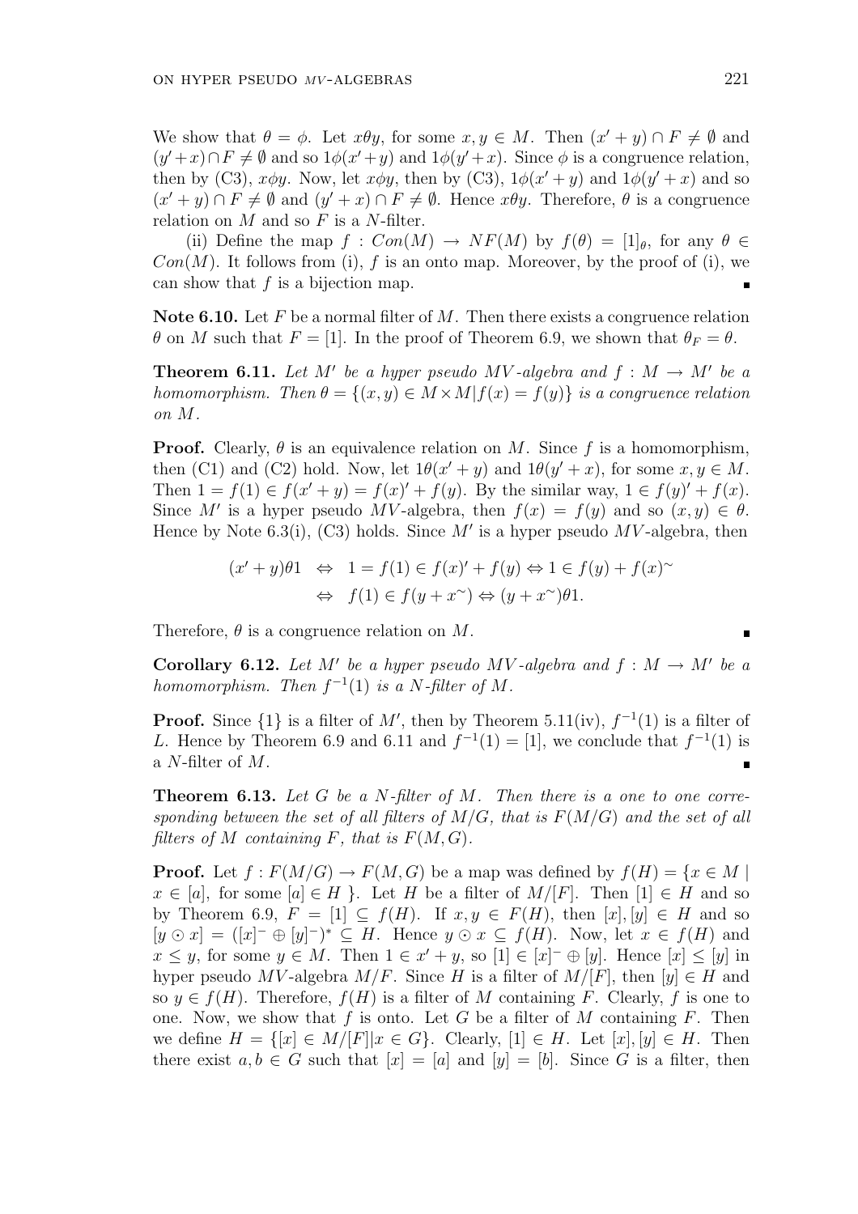We show that $\theta = \phi$. Let $x\theta y$, for some $x, y \in M$. Then $(x' + y) \cap F \neq \emptyset$ and $(y' + x) \cap F \neq \emptyset$ and so $1\phi(x' + y)$ and $1\phi(y' + x)$. Since $\phi$ is a congruence relation, then by (C3), $x\phi y$. Now, let $x\phi y$, then by (C3), $1\phi(x' + y)$ and $1\phi(y' + x)$ and so $(x' + y) \cap F \neq \emptyset$ and $(y' + x) \cap F \neq \emptyset$. Hence $x\theta y$. Therefore, $\theta$ is a congruence relation on $M$ and so $F$ is a $N$-filter.

(ii) Define the map $f : Con(M) \to NF(M)$ by $f(\theta) = [1]_\theta$, for any $\theta \in Con(M)$. It follows from (i), $f$ is an onto map. Moreover, by the proof of (i), we can show that $f$ is a bijection map. ∎

**Note 6.10.** Let $F$ be a normal filter of $M$. Then there exists a congruence relation $\theta$ on $M$ such that $F = [1]$. In the proof of Theorem 6.9, we shown that $\theta_F = \theta$.

**Theorem 6.11.** *Let $M'$ be a hyper pseudo $MV$-algebra and $f : M \to M'$ be a homomorphism. Then $\theta = \{(x, y) \in M \times M | f(x) = f(y)\}$ is a congruence relation on $M$.*

**Proof.** Clearly, $\theta$ is an equivalence relation on $M$. Since $f$ is a homomorphism, then (C1) and (C2) hold. Now, let $1\theta(x' + y)$ and $1\theta(y' + x)$, for some $x, y \in M$. Then $1 = f(1) \in f(x' + y) = f(x)' + f(y)$. By the similar way, $1 \in f(y)' + f(x)$. Since $M'$ is a hyper pseudo $MV$-algebra, then $f(x) = f(y)$ and so $(x, y) \in \theta$. Hence by Note 6.3(i), (C3) holds. Since $M'$ is a hyper pseudo $MV$-algebra, then

$$
\begin{aligned}
(x' + y)\theta 1 \;&\Leftrightarrow\; 1 = f(1) \in f(x)' + f(y) \Leftrightarrow 1 \in f(y) + f(x)^{\sim} \\
&\Leftrightarrow\; f(1) \in f(y + x^{\sim}) \Leftrightarrow (y + x^{\sim})\theta 1.
\end{aligned}
$$

Therefore, $\theta$ is a congruence relation on $M$. ∎

**Corollary 6.12.** *Let $M'$ be a hyper pseudo $MV$-algebra and $f : M \to M'$ be a homomorphism. Then $f^{-1}(1)$ is a $N$-filter of $M$.*

**Proof.** Since $\{1\}$ is a filter of $M'$, then by Theorem 5.11(iv), $f^{-1}(1)$ is a filter of $L$. Hence by Theorem 6.9 and 6.11 and $f^{-1}(1) = [1]$, we conclude that $f^{-1}(1)$ is a $N$-filter of $M$. ∎

**Theorem 6.13.** *Let $G$ be a $N$-filter of $M$. Then there is a one to one corresponding between the set of all filters of $M/G$, that is $F(M/G)$ and the set of all filters of $M$ containing $F$, that is $F(M, G)$.*

**Proof.** Let $f : F(M/G) \to F(M, G)$ be a map was defined by $f(H) = \{x \in M \mid x \in [a]$, for some $[a] \in H\}$. Let $H$ be a filter of $M/[F]$. Then $[1] \in H$ and so by Theorem 6.9, $F = [1] \subseteq f(H)$. If $x, y \in F(H)$, then $[x], [y] \in H$ and so $[y \odot x] = ([x]^- \oplus [y]^-)^* \subseteq H$. Hence $y \odot x \subseteq f(H)$. Now, let $x \in f(H)$ and $x \leq y$, for some $y \in M$. Then $1 \in x' + y$, so $[1] \in [x]^- \oplus [y]$. Hence $[x] \leq [y]$ in hyper pseudo $MV$-algebra $M/F$. Since $H$ is a filter of $M/[F]$, then $[y] \in H$ and so $y \in f(H)$. Therefore, $f(H)$ is a filter of $M$ containing $F$. Clearly, $f$ is one to one. Now, we show that $f$ is onto. Let $G$ be a filter of $M$ containing $F$. Then we define $H = \{[x] \in M/[F] | x \in G\}$. Clearly, $[1] \in H$. Let $[x], [y] \in H$. Then there exist $a, b \in G$ such that $[x] = [a]$ and $[y] = [b]$. Since $G$ is a filter, then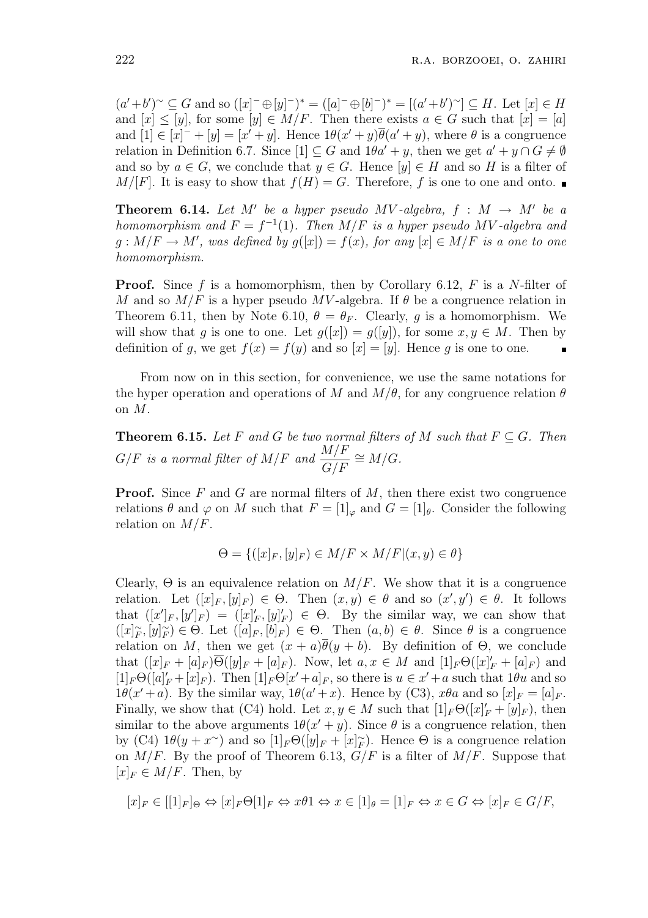$(a'+b')^{\sim} \subseteq G$ and so $([x]^{-} \oplus [y]^{-})^{*} = ([a]^{-} \oplus [b]^{-})^{*} = [(a'+b')^{\sim}] \subseteq H$. Let $[x] \in H$ and $[x] \leq [y]$, for some $[y] \in M/F$. Then there exists $a \in G$ such that $[x] = [a]$ and $[1] \in [x]^{-} + [y] = [x' + y]$. Hence $1\theta(x'+y)\overline{\theta}(a'+y)$, where $\theta$ is a congruence relation in Definition 6.7. Since $[1] \subseteq G$ and $1\theta a' + y$, then we get $a' + y \cap G \neq \emptyset$ and so by $a \in G$, we conclude that $y \in G$. Hence $[y] \in H$ and so $H$ is a filter of $M/[F]$. It is easy to show that $f(H) = G$. Therefore, $f$ is one to one and onto. ∎

**Theorem 6.14.** *Let $M'$ be a hyper pseudo MV-algebra, $f : M \to M'$ be a homomorphism and $F = f^{-1}(1)$. Then $M/F$ is a hyper pseudo MV-algebra and $g : M/F \to M'$, was defined by $g([x]) = f(x)$, for any $[x] \in M/F$ is a one to one homomorphism.*

**Proof.** Since $f$ is a homomorphism, then by Corollary 6.12, $F$ is a $N$-filter of $M$ and so $M/F$ is a hyper pseudo $MV$-algebra. If $\theta$ be a congruence relation in Theorem 6.11, then by Note 6.10, $\theta = \theta_F$. Clearly, $g$ is a homomorphism. We will show that $g$ is one to one. Let $g([x]) = g([y])$, for some $x, y \in M$. Then by definition of $g$, we get $f(x) = f(y)$ and so $[x] = [y]$. Hence $g$ is one to one. ∎

From now on in this section, for convenience, we use the same notations for the hyper operation and operations of $M$ and $M/\theta$, for any congruence relation $\theta$ on $M$.

**Theorem 6.15.** *Let $F$ and $G$ be two normal filters of $M$ such that $F \subseteq G$. Then $G/F$ is a normal filter of $M/F$ and $\dfrac{M/F}{G/F} \cong M/G$.*

**Proof.** Since $F$ and $G$ are normal filters of $M$, then there exist two congruence relations $\theta$ and $\varphi$ on $M$ such that $F = [1]_{\varphi}$ and $G = [1]_{\theta}$. Consider the following relation on $M/F$.

$$\Theta = \{([x]_F, [y]_F) \in M/F \times M/F | (x, y) \in \theta\}$$

Clearly, $\Theta$ is an equivalence relation on $M/F$. We show that it is a congruence relation. Let $([x]_F, [y]_F) \in \Theta$. Then $(x, y) \in \theta$ and so $(x', y') \in \theta$. It follows that $([x']_F, [y']_F) = ([x]'_F, [y]'_F) \in \Theta$. By the similar way, we can show that $([x]^{\sim}_F, [y]^{\sim}_F) \in \Theta$. Let $([a]_F, [b]_F) \in \Theta$. Then $(a, b) \in \theta$. Since $\theta$ is a congruence relation on $M$, then we get $(x + a)\overline{\theta}(y + b)$. By definition of $\Theta$, we conclude that $([x]_F + [a]_F)\overline{\Theta}([y]_F + [a]_F)$. Now, let $a, x \in M$ and $[1]_F\Theta([x]'_F + [a]_F)$ and $[1]_F\Theta([a]'_F + [x]_F)$. Then $[1]_F\Theta[x' + a]_F$, so there is $u \in x' + a$ such that $1\theta u$ and so $1\theta(x' + a)$. By the similar way, $1\theta(a' + x)$. Hence by (C3), $x\theta a$ and so $[x]_F = [a]_F$. Finally, we show that (C4) hold. Let $x, y \in M$ such that $[1]_F\Theta([x]'_F + [y]_F)$, then similar to the above arguments $1\theta(x' + y)$. Since $\theta$ is a congruence relation, then by (C4) $1\theta(y + x^{\sim})$ and so $[1]_F\Theta([y]_F + [x]^{\sim}_F)$. Hence $\Theta$ is a congruence relation on $M/F$. By the proof of Theorem 6.13, $G/F$ is a filter of $M/F$. Suppose that $[x]_F \in M/F$. Then, by

$$[x]_F \in [[1]_F]_{\Theta} \Leftrightarrow [x]_F\Theta[1]_F \Leftrightarrow x\theta 1 \Leftrightarrow x \in [1]_{\theta} = [1]_F \Leftrightarrow x \in G \Leftrightarrow [x]_F \in G/F,$$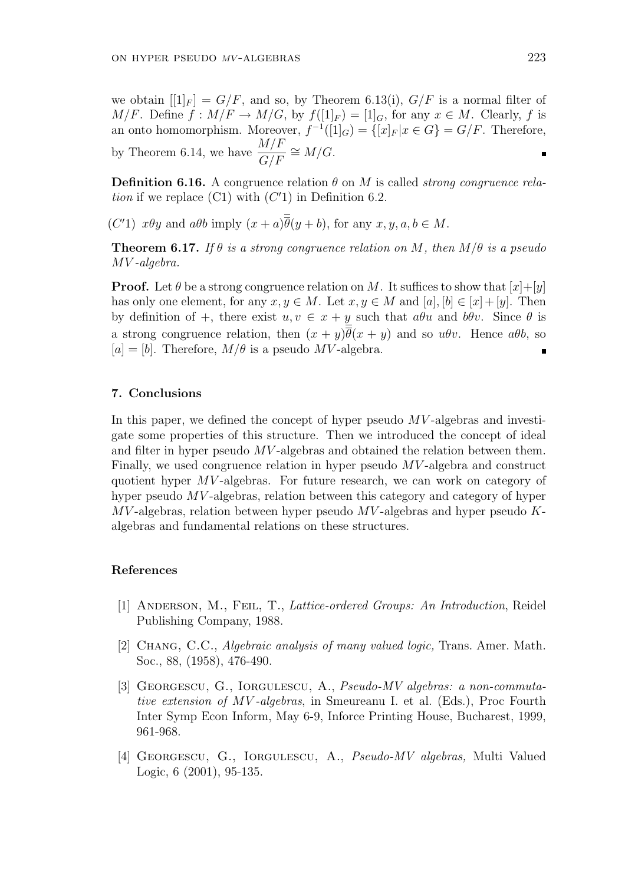we obtain $[[1]_F] = G/F$, and so, by Theorem 6.13(i), $G/F$ is a normal filter of $M/F$. Define $f : M/F \to M/G$, by $f([1]_F) = [1]_G$, for any $x \in M$. Clearly, $f$ is an onto homomorphism. Moreover, $f^{-1}([1]_G) = \{[x]_F | x \in G\} = G/F$. Therefore, by Theorem 6.14, we have $\dfrac{M/F}{G/F} \cong M/G$. ∎

**Definition 6.16.** A congruence relation $\theta$ on $M$ is called *strong congruence relation* if we replace (C1) with $(C'1)$ in Definition 6.2.

$(C'1)$ $x\theta y$ and $a\theta b$ imply $(x + a)\overline{\overline{\theta}}(y + b)$, for any $x, y, a, b \in M$.

**Theorem 6.17.** *If $\theta$ is a strong congruence relation on $M$, then $M/\theta$ is a pseudo $MV$-algebra.*

**Proof.** Let $\theta$ be a strong congruence relation on $M$. It suffices to show that $[x]+[y]$ has only one element, for any $x, y \in M$. Let $x, y \in M$ and $[a], [b] \in [x] + [y]$. Then by definition of $+$, there exist $u, v \in x + y$ such that $a\theta u$ and $b\theta v$. Since $\theta$ is a strong congruence relation, then $(x + y)\overline{\overline{\theta}}(x + y)$ and so $u\theta v$. Hence $a\theta b$, so $[a] = [b]$. Therefore, $M/\theta$ is a pseudo $MV$-algebra. ∎

## 7. Conclusions

In this paper, we defined the concept of hyper pseudo $MV$-algebras and investigate some properties of this structure. Then we introduced the concept of ideal and filter in hyper pseudo $MV$-algebras and obtained the relation between them. Finally, we used congruence relation in hyper pseudo $MV$-algebra and construct quotient hyper $MV$-algebras. For future research, we can work on category of hyper pseudo $MV$-algebras, relation between this category and category of hyper $MV$-algebras, relation between hyper pseudo $MV$-algebras and hyper pseudo $K$-algebras and fundamental relations on these structures.

## References

[1] Anderson, M., Feil, T., *Lattice-ordered Groups: An Introduction*, Reidel Publishing Company, 1988.

[2] Chang, C.C., *Algebraic analysis of many valued logic,* Trans. Amer. Math. Soc., 88, (1958), 476-490.

[3] Georgescu, G., Iorgulescu, A., *Pseudo-MV algebras: a non-commutative extension of MV-algebras*, in Smeureanu I. et al. (Eds.), Proc Fourth Inter Symp Econ Inform, May 6-9, Inforce Printing House, Bucharest, 1999, 961-968.

[4] Georgescu, G., Iorgulescu, A., *Pseudo-MV algebras,* Multi Valued Logic, 6 (2001), 95-135.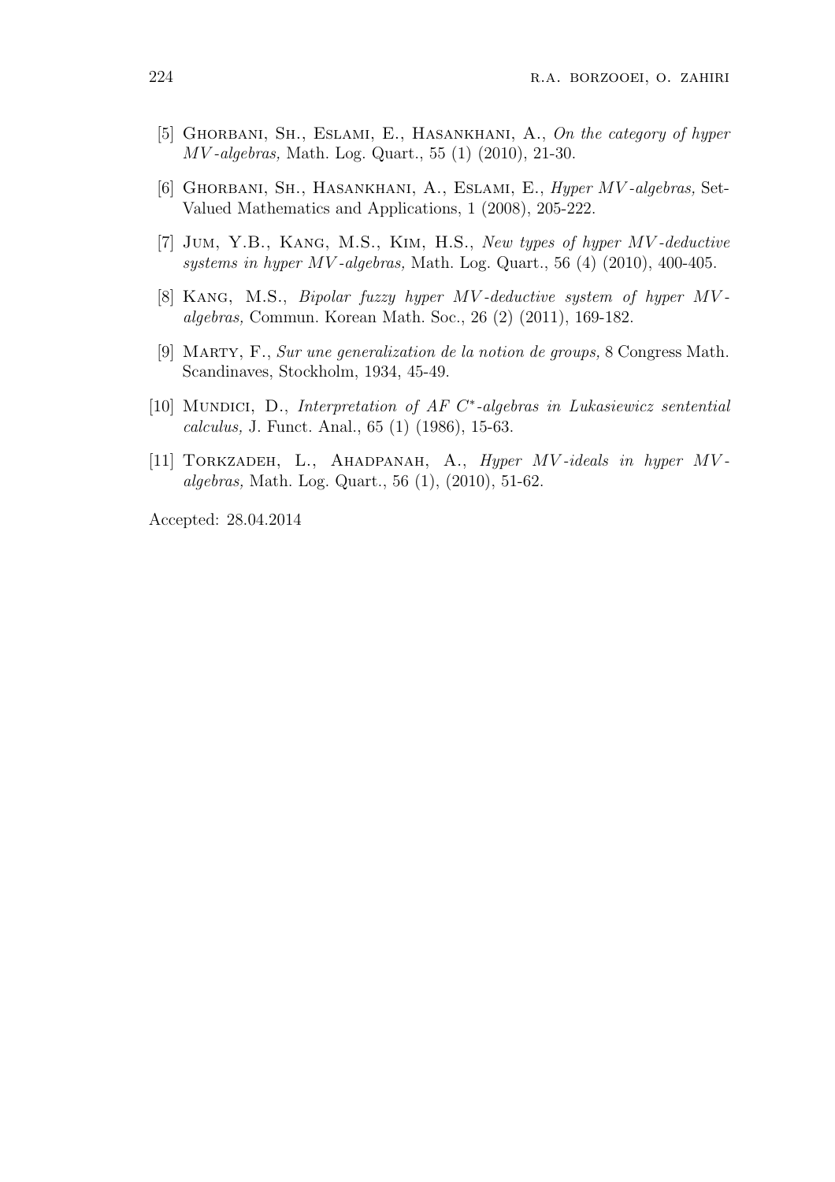[5] Ghorbani, Sh., Eslami, E., Hasankhani, A., *On the category of hyper MV-algebras,* Math. Log. Quart., 55 (1) (2010), 21-30.

[6] Ghorbani, Sh., Hasankhani, A., Eslami, E., *Hyper MV-algebras,* Set-Valued Mathematics and Applications, 1 (2008), 205-222.

[7] Jum, Y.B., Kang, M.S., Kim, H.S., *New types of hyper MV-deductive systems in hyper MV-algebras,* Math. Log. Quart., 56 (4) (2010), 400-405.

[8] Kang, M.S., *Bipolar fuzzy hyper MV-deductive system of hyper MV-algebras,* Commun. Korean Math. Soc., 26 (2) (2011), 169-182.

[9] Marty, F., *Sur une generalization de la notion de groups,* 8 Congress Math. Scandinaves, Stockholm, 1934, 45-49.

[10] Mundici, D., *Interpretation of AF $C^*$-algebras in Lukasiewicz sentential calculus,* J. Funct. Anal., 65 (1) (1986), 15-63.

[11] Torkzadeh, L., Ahadpanah, A., *Hyper MV-ideals in hyper MV-algebras,* Math. Log. Quart., 56 (1), (2010), 51-62.

Accepted: 28.04.2014